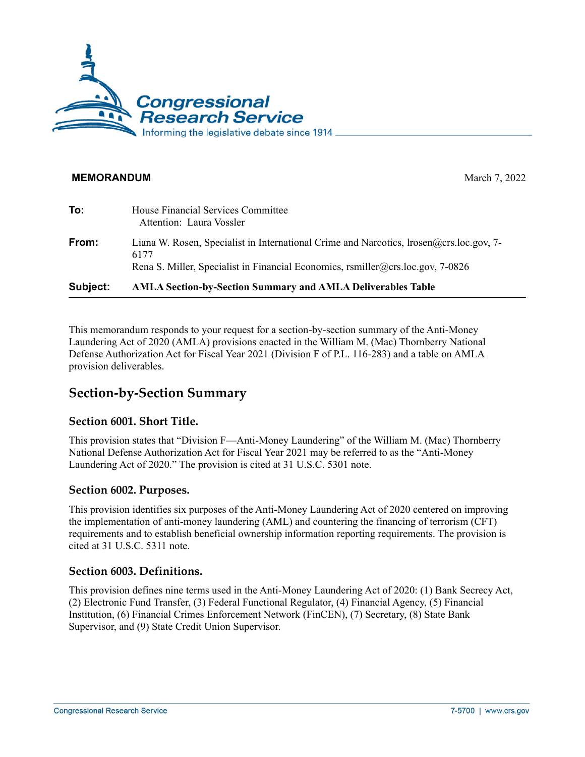**MEMORANDUM** March 7, 2022

| | |
|---|---|
| **To:** | House Financial Services Committee<br>Attention: Laura Vossler |
| **From:** | Liana W. Rosen, Specialist in International Crime and Narcotics, lrosen@crs.loc.gov, 7-6177<br>Rena S. Miller, Specialist in Financial Economics, rsmiller@crs.loc.gov, 7-0826 |
| **Subject:** | **AMLA Section-by-Section Summary and AMLA Deliverables Table** |

This memorandum responds to your request for a section-by-section summary of the Anti-Money Laundering Act of 2020 (AMLA) provisions enacted in the William M. (Mac) Thornberry National Defense Authorization Act for Fiscal Year 2021 (Division F of P.L. 116-283) and a table on AMLA provision deliverables.

## Section-by-Section Summary

### Section 6001. Short Title.

This provision states that "Division F—Anti-Money Laundering" of the William M. (Mac) Thornberry National Defense Authorization Act for Fiscal Year 2021 may be referred to as the "Anti-Money Laundering Act of 2020." The provision is cited at 31 U.S.C. 5301 note.

### Section 6002. Purposes.

This provision identifies six purposes of the Anti-Money Laundering Act of 2020 centered on improving the implementation of anti-money laundering (AML) and countering the financing of terrorism (CFT) requirements and to establish beneficial ownership information reporting requirements. The provision is cited at 31 U.S.C. 5311 note.

### Section 6003. Definitions.

This provision defines nine terms used in the Anti-Money Laundering Act of 2020: (1) Bank Secrecy Act, (2) Electronic Fund Transfer, (3) Federal Functional Regulator, (4) Financial Agency, (5) Financial Institution, (6) Financial Crimes Enforcement Network (FinCEN), (7) Secretary, (8) State Bank Supervisor, and (9) State Credit Union Supervisor.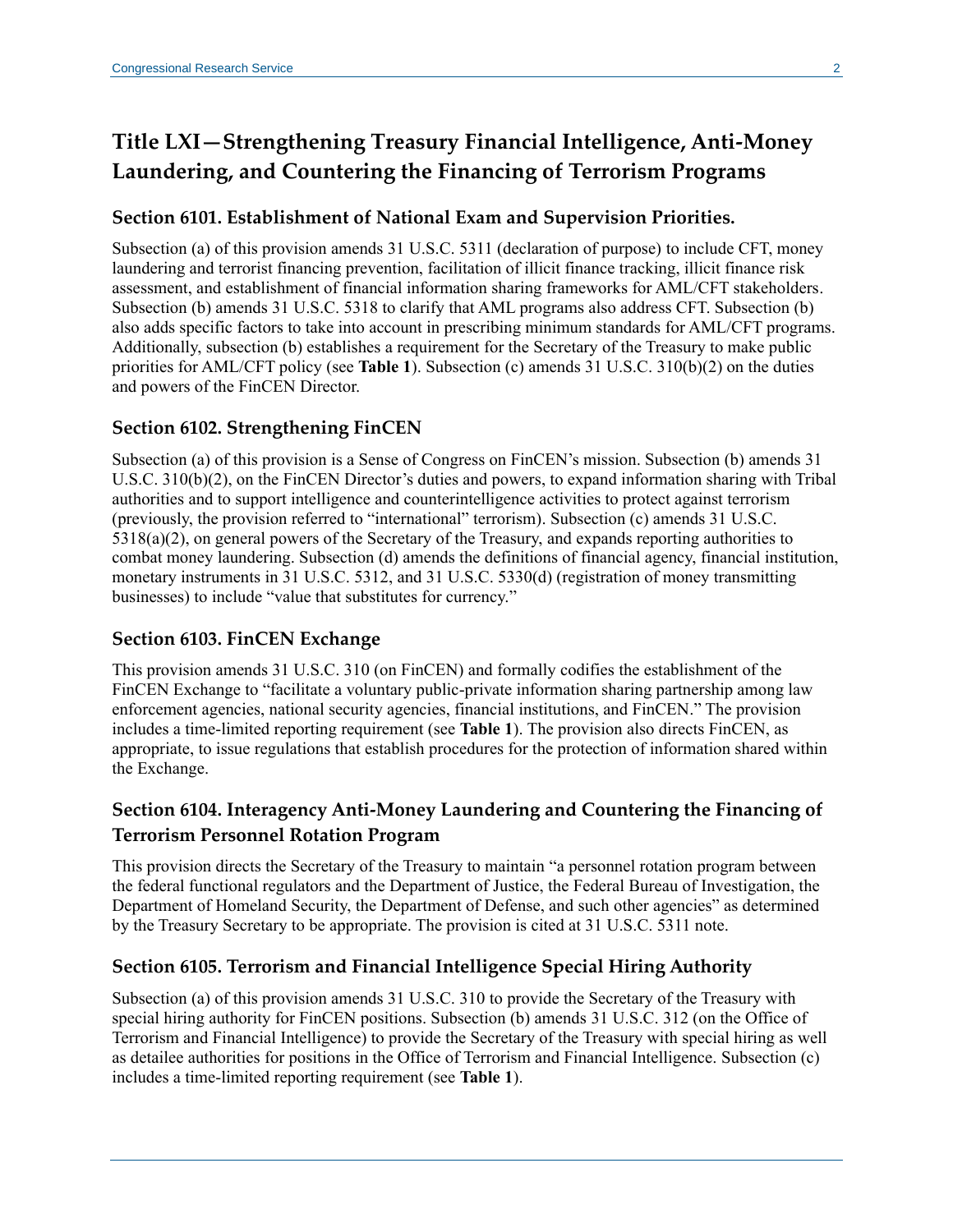## Title LXI—Strengthening Treasury Financial Intelligence, Anti-Money Laundering, and Countering the Financing of Terrorism Programs

### Section 6101. Establishment of National Exam and Supervision Priorities.

Subsection (a) of this provision amends 31 U.S.C. 5311 (declaration of purpose) to include CFT, money laundering and terrorist financing prevention, facilitation of illicit finance tracking, illicit finance risk assessment, and establishment of financial information sharing frameworks for AML/CFT stakeholders. Subsection (b) amends 31 U.S.C. 5318 to clarify that AML programs also address CFT. Subsection (b) also adds specific factors to take into account in prescribing minimum standards for AML/CFT programs. Additionally, subsection (b) establishes a requirement for the Secretary of the Treasury to make public priorities for AML/CFT policy (see **Table 1**). Subsection (c) amends 31 U.S.C. 310(b)(2) on the duties and powers of the FinCEN Director.

### Section 6102. Strengthening FinCEN

Subsection (a) of this provision is a Sense of Congress on FinCEN's mission. Subsection (b) amends 31 U.S.C. 310(b)(2), on the FinCEN Director's duties and powers, to expand information sharing with Tribal authorities and to support intelligence and counterintelligence activities to protect against terrorism (previously, the provision referred to "international" terrorism). Subsection (c) amends 31 U.S.C. 5318(a)(2), on general powers of the Secretary of the Treasury, and expands reporting authorities to combat money laundering. Subsection (d) amends the definitions of financial agency, financial institution, monetary instruments in 31 U.S.C. 5312, and 31 U.S.C. 5330(d) (registration of money transmitting businesses) to include "value that substitutes for currency."

### Section 6103. FinCEN Exchange

This provision amends 31 U.S.C. 310 (on FinCEN) and formally codifies the establishment of the FinCEN Exchange to "facilitate a voluntary public-private information sharing partnership among law enforcement agencies, national security agencies, financial institutions, and FinCEN." The provision includes a time-limited reporting requirement (see **Table 1**). The provision also directs FinCEN, as appropriate, to issue regulations that establish procedures for the protection of information shared within the Exchange.

### Section 6104. Interagency Anti-Money Laundering and Countering the Financing of Terrorism Personnel Rotation Program

This provision directs the Secretary of the Treasury to maintain "a personnel rotation program between the federal functional regulators and the Department of Justice, the Federal Bureau of Investigation, the Department of Homeland Security, the Department of Defense, and such other agencies" as determined by the Treasury Secretary to be appropriate. The provision is cited at 31 U.S.C. 5311 note.

### Section 6105. Terrorism and Financial Intelligence Special Hiring Authority

Subsection (a) of this provision amends 31 U.S.C. 310 to provide the Secretary of the Treasury with special hiring authority for FinCEN positions. Subsection (b) amends 31 U.S.C. 312 (on the Office of Terrorism and Financial Intelligence) to provide the Secretary of the Treasury with special hiring as well as detailee authorities for positions in the Office of Terrorism and Financial Intelligence. Subsection (c) includes a time-limited reporting requirement (see **Table 1**).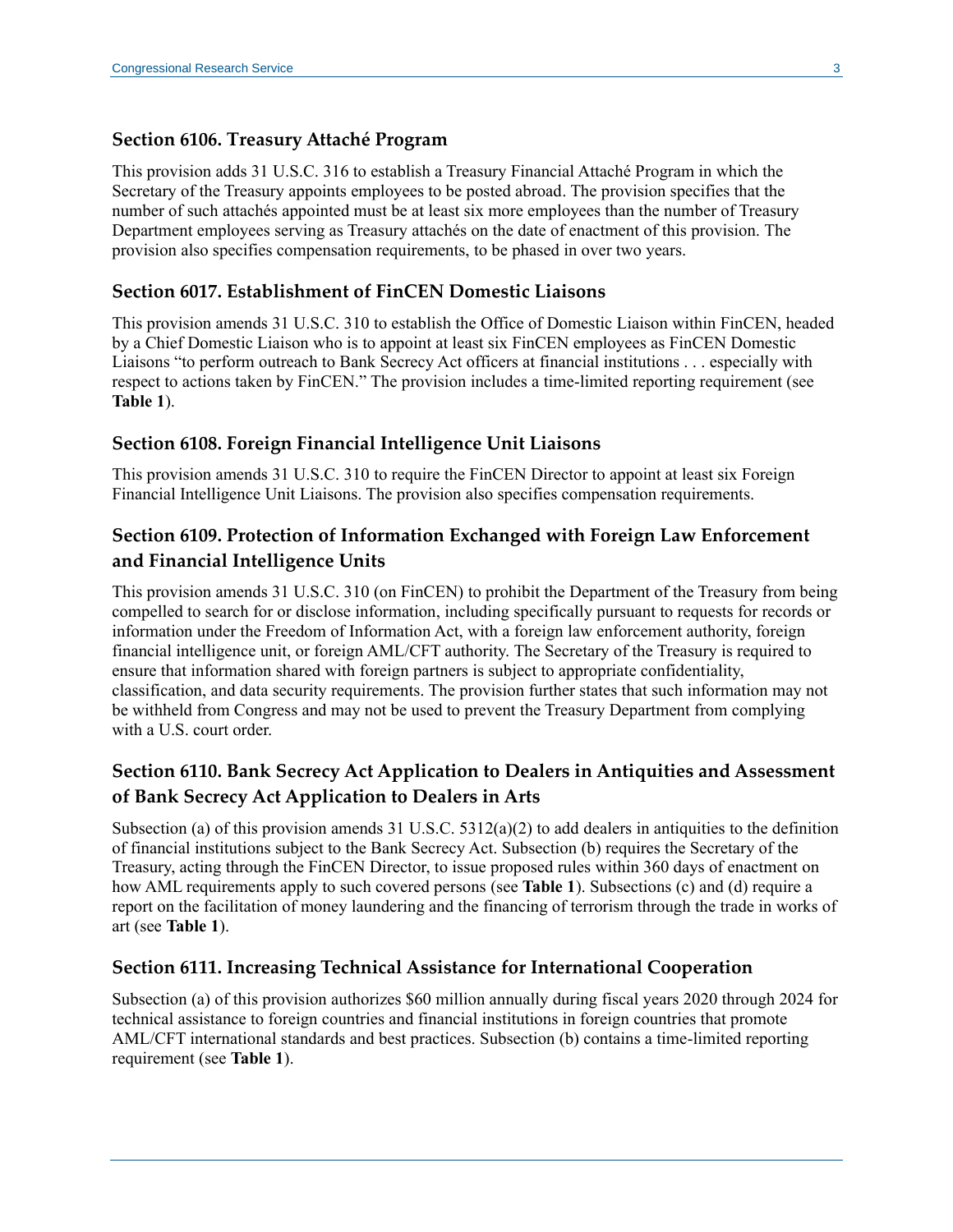### Section 6106. Treasury Attaché Program

This provision adds 31 U.S.C. 316 to establish a Treasury Financial Attaché Program in which the Secretary of the Treasury appoints employees to be posted abroad. The provision specifies that the number of such attachés appointed must be at least six more employees than the number of Treasury Department employees serving as Treasury attachés on the date of enactment of this provision. The provision also specifies compensation requirements, to be phased in over two years.

### Section 6017. Establishment of FinCEN Domestic Liaisons

This provision amends 31 U.S.C. 310 to establish the Office of Domestic Liaison within FinCEN, headed by a Chief Domestic Liaison who is to appoint at least six FinCEN employees as FinCEN Domestic Liaisons "to perform outreach to Bank Secrecy Act officers at financial institutions . . . especially with respect to actions taken by FinCEN." The provision includes a time-limited reporting requirement (see **Table 1**).

### Section 6108. Foreign Financial Intelligence Unit Liaisons

This provision amends 31 U.S.C. 310 to require the FinCEN Director to appoint at least six Foreign Financial Intelligence Unit Liaisons. The provision also specifies compensation requirements.

### Section 6109. Protection of Information Exchanged with Foreign Law Enforcement and Financial Intelligence Units

This provision amends 31 U.S.C. 310 (on FinCEN) to prohibit the Department of the Treasury from being compelled to search for or disclose information, including specifically pursuant to requests for records or information under the Freedom of Information Act, with a foreign law enforcement authority, foreign financial intelligence unit, or foreign AML/CFT authority. The Secretary of the Treasury is required to ensure that information shared with foreign partners is subject to appropriate confidentiality, classification, and data security requirements. The provision further states that such information may not be withheld from Congress and may not be used to prevent the Treasury Department from complying with a U.S. court order.

### Section 6110. Bank Secrecy Act Application to Dealers in Antiquities and Assessment of Bank Secrecy Act Application to Dealers in Arts

Subsection (a) of this provision amends 31 U.S.C. 5312(a)(2) to add dealers in antiquities to the definition of financial institutions subject to the Bank Secrecy Act. Subsection (b) requires the Secretary of the Treasury, acting through the FinCEN Director, to issue proposed rules within 360 days of enactment on how AML requirements apply to such covered persons (see **Table 1**). Subsections (c) and (d) require a report on the facilitation of money laundering and the financing of terrorism through the trade in works of art (see **Table 1**).

### Section 6111. Increasing Technical Assistance for International Cooperation

Subsection (a) of this provision authorizes $60 million annually during fiscal years 2020 through 2024 for technical assistance to foreign countries and financial institutions in foreign countries that promote AML/CFT international standards and best practices. Subsection (b) contains a time-limited reporting requirement (see **Table 1**).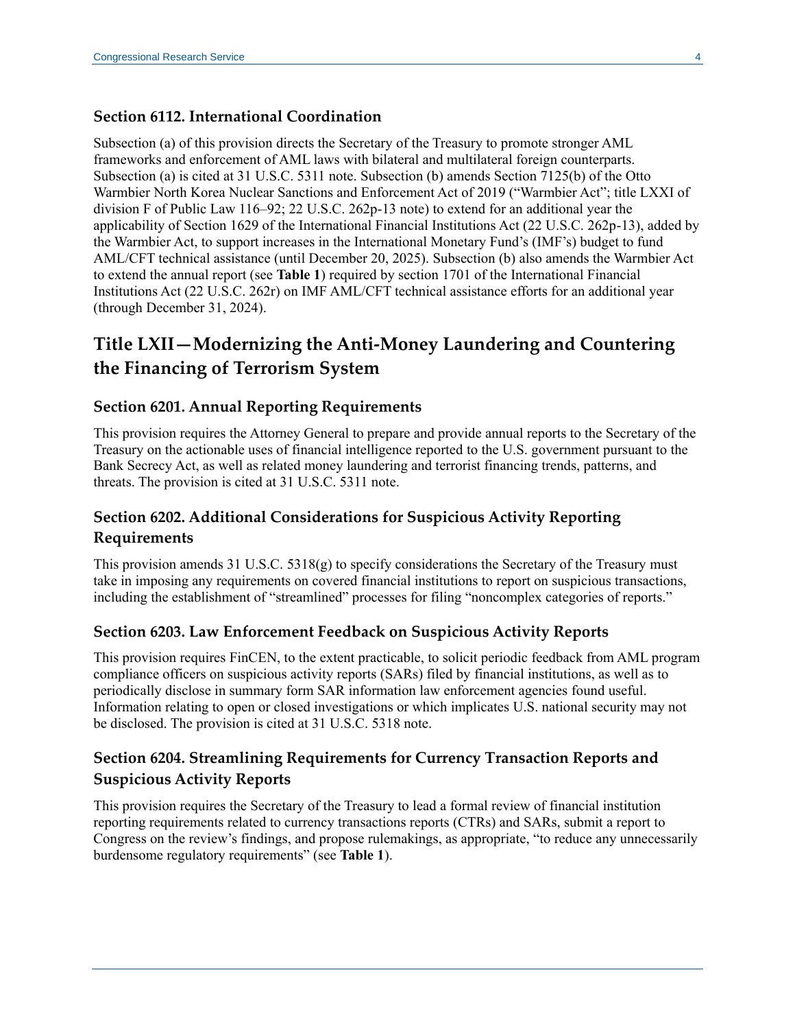### Section 6112. International Coordination

Subsection (a) of this provision directs the Secretary of the Treasury to promote stronger AML frameworks and enforcement of AML laws with bilateral and multilateral foreign counterparts. Subsection (a) is cited at 31 U.S.C. 5311 note. Subsection (b) amends Section 7125(b) of the Otto Warmbier North Korea Nuclear Sanctions and Enforcement Act of 2019 ("Warmbier Act"; title LXXI of division F of Public Law 116–92; 22 U.S.C. 262p-13 note) to extend for an additional year the applicability of Section 1629 of the International Financial Institutions Act (22 U.S.C. 262p-13), added by the Warmbier Act, to support increases in the International Monetary Fund's (IMF's) budget to fund AML/CFT technical assistance (until December 20, 2025). Subsection (b) also amends the Warmbier Act to extend the annual report (see **Table 1**) required by section 1701 of the International Financial Institutions Act (22 U.S.C. 262r) on IMF AML/CFT technical assistance efforts for an additional year (through December 31, 2024).

## Title LXII—Modernizing the Anti-Money Laundering and Countering the Financing of Terrorism System

### Section 6201. Annual Reporting Requirements

This provision requires the Attorney General to prepare and provide annual reports to the Secretary of the Treasury on the actionable uses of financial intelligence reported to the U.S. government pursuant to the Bank Secrecy Act, as well as related money laundering and terrorist financing trends, patterns, and threats. The provision is cited at 31 U.S.C. 5311 note.

### Section 6202. Additional Considerations for Suspicious Activity Reporting Requirements

This provision amends 31 U.S.C. 5318(g) to specify considerations the Secretary of the Treasury must take in imposing any requirements on covered financial institutions to report on suspicious transactions, including the establishment of "streamlined" processes for filing "noncomplex categories of reports."

### Section 6203. Law Enforcement Feedback on Suspicious Activity Reports

This provision requires FinCEN, to the extent practicable, to solicit periodic feedback from AML program compliance officers on suspicious activity reports (SARs) filed by financial institutions, as well as to periodically disclose in summary form SAR information law enforcement agencies found useful. Information relating to open or closed investigations or which implicates U.S. national security may not be disclosed. The provision is cited at 31 U.S.C. 5318 note.

### Section 6204. Streamlining Requirements for Currency Transaction Reports and Suspicious Activity Reports

This provision requires the Secretary of the Treasury to lead a formal review of financial institution reporting requirements related to currency transactions reports (CTRs) and SARs, submit a report to Congress on the review's findings, and propose rulemakings, as appropriate, "to reduce any unnecessarily burdensome regulatory requirements" (see **Table 1**).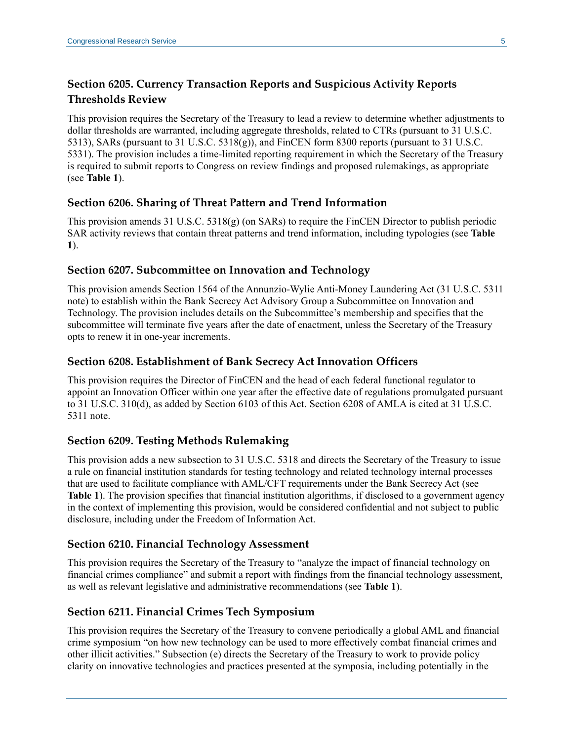### Section 6205. Currency Transaction Reports and Suspicious Activity Reports Thresholds Review

This provision requires the Secretary of the Treasury to lead a review to determine whether adjustments to dollar thresholds are warranted, including aggregate thresholds, related to CTRs (pursuant to 31 U.S.C. 5313), SARs (pursuant to 31 U.S.C. 5318(g)), and FinCEN form 8300 reports (pursuant to 31 U.S.C. 5331). The provision includes a time-limited reporting requirement in which the Secretary of the Treasury is required to submit reports to Congress on review findings and proposed rulemakings, as appropriate (see **Table 1**).

### Section 6206. Sharing of Threat Pattern and Trend Information

This provision amends 31 U.S.C. 5318(g) (on SARs) to require the FinCEN Director to publish periodic SAR activity reviews that contain threat patterns and trend information, including typologies (see **Table 1**).

### Section 6207. Subcommittee on Innovation and Technology

This provision amends Section 1564 of the Annunzio-Wylie Anti-Money Laundering Act (31 U.S.C. 5311 note) to establish within the Bank Secrecy Act Advisory Group a Subcommittee on Innovation and Technology. The provision includes details on the Subcommittee's membership and specifies that the subcommittee will terminate five years after the date of enactment, unless the Secretary of the Treasury opts to renew it in one-year increments.

### Section 6208. Establishment of Bank Secrecy Act Innovation Officers

This provision requires the Director of FinCEN and the head of each federal functional regulator to appoint an Innovation Officer within one year after the effective date of regulations promulgated pursuant to 31 U.S.C. 310(d), as added by Section 6103 of this Act. Section 6208 of AMLA is cited at 31 U.S.C. 5311 note.

### Section 6209. Testing Methods Rulemaking

This provision adds a new subsection to 31 U.S.C. 5318 and directs the Secretary of the Treasury to issue a rule on financial institution standards for testing technology and related technology internal processes that are used to facilitate compliance with AML/CFT requirements under the Bank Secrecy Act (see **Table 1**). The provision specifies that financial institution algorithms, if disclosed to a government agency in the context of implementing this provision, would be considered confidential and not subject to public disclosure, including under the Freedom of Information Act.

### Section 6210. Financial Technology Assessment

This provision requires the Secretary of the Treasury to "analyze the impact of financial technology on financial crimes compliance" and submit a report with findings from the financial technology assessment, as well as relevant legislative and administrative recommendations (see **Table 1**).

### Section 6211. Financial Crimes Tech Symposium

This provision requires the Secretary of the Treasury to convene periodically a global AML and financial crime symposium "on how new technology can be used to more effectively combat financial crimes and other illicit activities." Subsection (e) directs the Secretary of the Treasury to work to provide policy clarity on innovative technologies and practices presented at the symposia, including potentially in the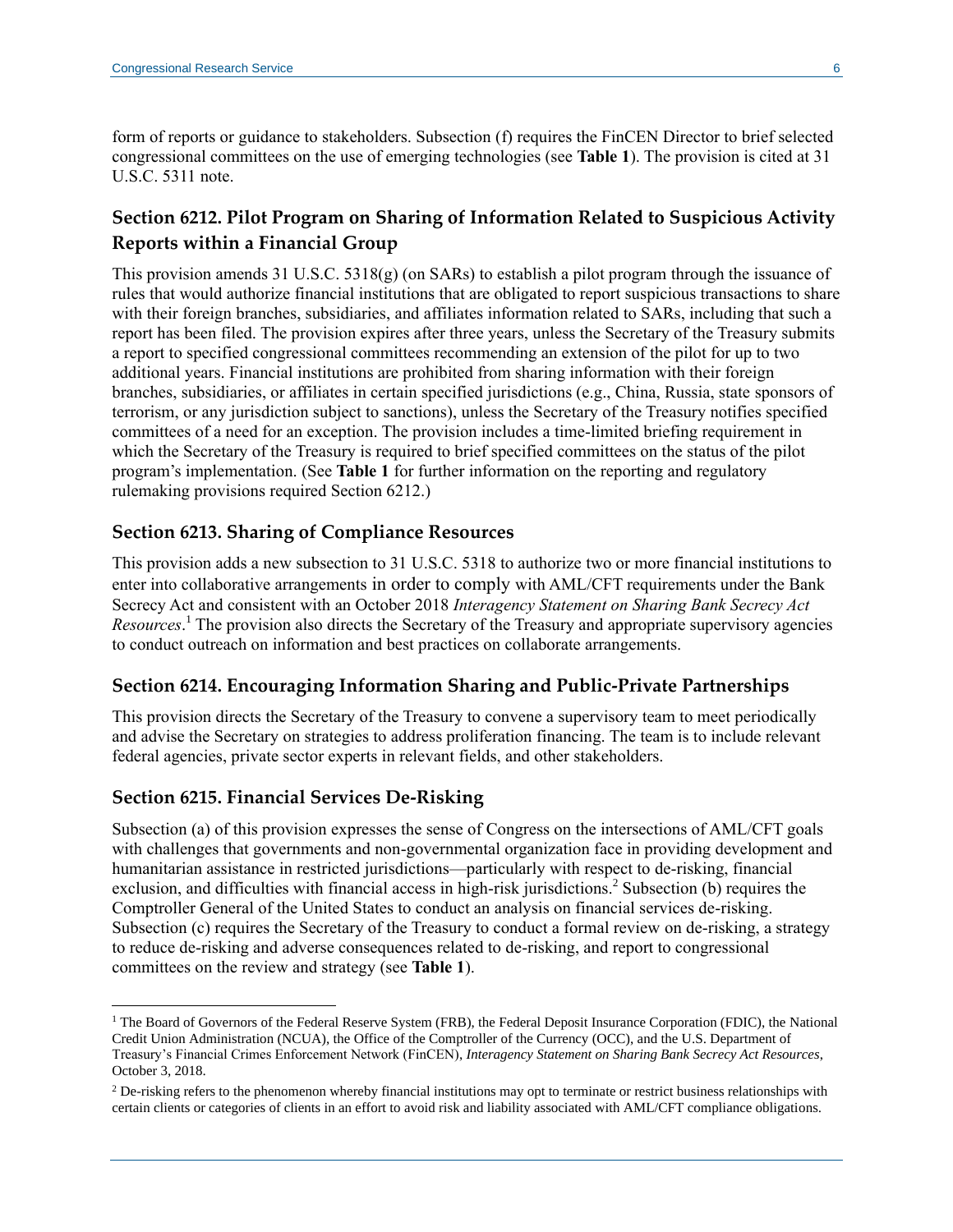form of reports or guidance to stakeholders. Subsection (f) requires the FinCEN Director to brief selected congressional committees on the use of emerging technologies (see **Table 1**). The provision is cited at 31 U.S.C. 5311 note.

### Section 6212. Pilot Program on Sharing of Information Related to Suspicious Activity Reports within a Financial Group

This provision amends 31 U.S.C. 5318(g) (on SARs) to establish a pilot program through the issuance of rules that would authorize financial institutions that are obligated to report suspicious transactions to share with their foreign branches, subsidiaries, and affiliates information related to SARs, including that such a report has been filed. The provision expires after three years, unless the Secretary of the Treasury submits a report to specified congressional committees recommending an extension of the pilot for up to two additional years. Financial institutions are prohibited from sharing information with their foreign branches, subsidiaries, or affiliates in certain specified jurisdictions (e.g., China, Russia, state sponsors of terrorism, or any jurisdiction subject to sanctions), unless the Secretary of the Treasury notifies specified committees of a need for an exception. The provision includes a time-limited briefing requirement in which the Secretary of the Treasury is required to brief specified committees on the status of the pilot program's implementation. (See **Table 1** for further information on the reporting and regulatory rulemaking provisions required Section 6212.)

### Section 6213. Sharing of Compliance Resources

This provision adds a new subsection to 31 U.S.C. 5318 to authorize two or more financial institutions to enter into collaborative arrangements in order to comply with AML/CFT requirements under the Bank Secrecy Act and consistent with an October 2018 *Interagency Statement on Sharing Bank Secrecy Act Resources*.[1] The provision also directs the Secretary of the Treasury and appropriate supervisory agencies to conduct outreach on information and best practices on collaborate arrangements.

### Section 6214. Encouraging Information Sharing and Public-Private Partnerships

This provision directs the Secretary of the Treasury to convene a supervisory team to meet periodically and advise the Secretary on strategies to address proliferation financing. The team is to include relevant federal agencies, private sector experts in relevant fields, and other stakeholders.

### Section 6215. Financial Services De-Risking

Subsection (a) of this provision expresses the sense of Congress on the intersections of AML/CFT goals with challenges that governments and non-governmental organization face in providing development and humanitarian assistance in restricted jurisdictions—particularly with respect to de-risking, financial exclusion, and difficulties with financial access in high-risk jurisdictions.[2] Subsection (b) requires the Comptroller General of the United States to conduct an analysis on financial services de-risking. Subsection (c) requires the Secretary of the Treasury to conduct a formal review on de-risking, a strategy to reduce de-risking and adverse consequences related to de-risking, and report to congressional committees on the review and strategy (see **Table 1**).

---

[1] The Board of Governors of the Federal Reserve System (FRB), the Federal Deposit Insurance Corporation (FDIC), the National Credit Union Administration (NCUA), the Office of the Comptroller of the Currency (OCC), and the U.S. Department of Treasury's Financial Crimes Enforcement Network (FinCEN), *Interagency Statement on Sharing Bank Secrecy Act Resources*, October 3, 2018.

[2] De-risking refers to the phenomenon whereby financial institutions may opt to terminate or restrict business relationships with certain clients or categories of clients in an effort to avoid risk and liability associated with AML/CFT compliance obligations.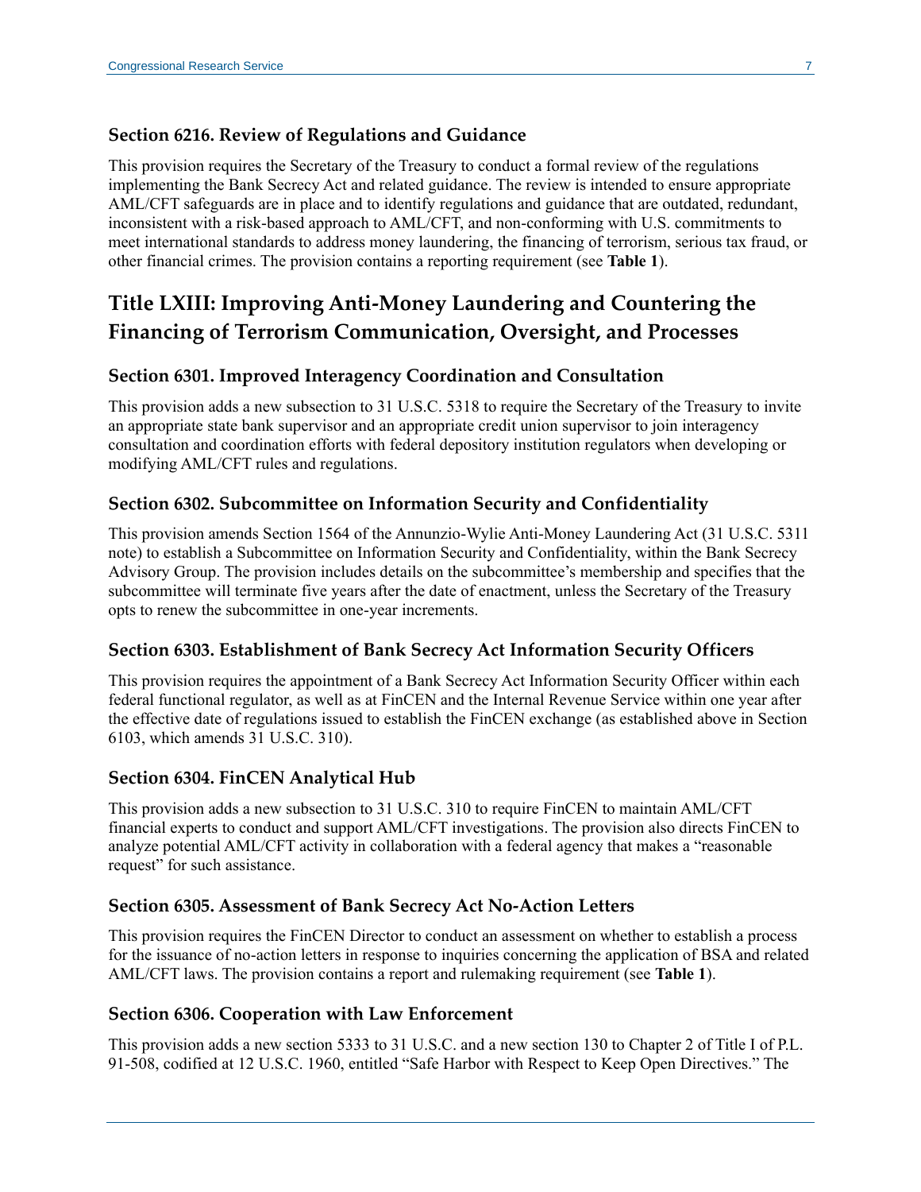### Section 6216. Review of Regulations and Guidance

This provision requires the Secretary of the Treasury to conduct a formal review of the regulations implementing the Bank Secrecy Act and related guidance. The review is intended to ensure appropriate AML/CFT safeguards are in place and to identify regulations and guidance that are outdated, redundant, inconsistent with a risk-based approach to AML/CFT, and non-conforming with U.S. commitments to meet international standards to address money laundering, the financing of terrorism, serious tax fraud, or other financial crimes. The provision contains a reporting requirement (see **Table 1**).

## Title LXIII: Improving Anti-Money Laundering and Countering the Financing of Terrorism Communication, Oversight, and Processes

### Section 6301. Improved Interagency Coordination and Consultation

This provision adds a new subsection to 31 U.S.C. 5318 to require the Secretary of the Treasury to invite an appropriate state bank supervisor and an appropriate credit union supervisor to join interagency consultation and coordination efforts with federal depository institution regulators when developing or modifying AML/CFT rules and regulations.

### Section 6302. Subcommittee on Information Security and Confidentiality

This provision amends Section 1564 of the Annunzio-Wylie Anti-Money Laundering Act (31 U.S.C. 5311 note) to establish a Subcommittee on Information Security and Confidentiality, within the Bank Secrecy Advisory Group. The provision includes details on the subcommittee's membership and specifies that the subcommittee will terminate five years after the date of enactment, unless the Secretary of the Treasury opts to renew the subcommittee in one-year increments.

### Section 6303. Establishment of Bank Secrecy Act Information Security Officers

This provision requires the appointment of a Bank Secrecy Act Information Security Officer within each federal functional regulator, as well as at FinCEN and the Internal Revenue Service within one year after the effective date of regulations issued to establish the FinCEN exchange (as established above in Section 6103, which amends 31 U.S.C. 310).

### Section 6304. FinCEN Analytical Hub

This provision adds a new subsection to 31 U.S.C. 310 to require FinCEN to maintain AML/CFT financial experts to conduct and support AML/CFT investigations. The provision also directs FinCEN to analyze potential AML/CFT activity in collaboration with a federal agency that makes a "reasonable request" for such assistance.

### Section 6305. Assessment of Bank Secrecy Act No-Action Letters

This provision requires the FinCEN Director to conduct an assessment on whether to establish a process for the issuance of no-action letters in response to inquiries concerning the application of BSA and related AML/CFT laws. The provision contains a report and rulemaking requirement (see **Table 1**).

### Section 6306. Cooperation with Law Enforcement

This provision adds a new section 5333 to 31 U.S.C. and a new section 130 to Chapter 2 of Title I of P.L. 91-508, codified at 12 U.S.C. 1960, entitled "Safe Harbor with Respect to Keep Open Directives." The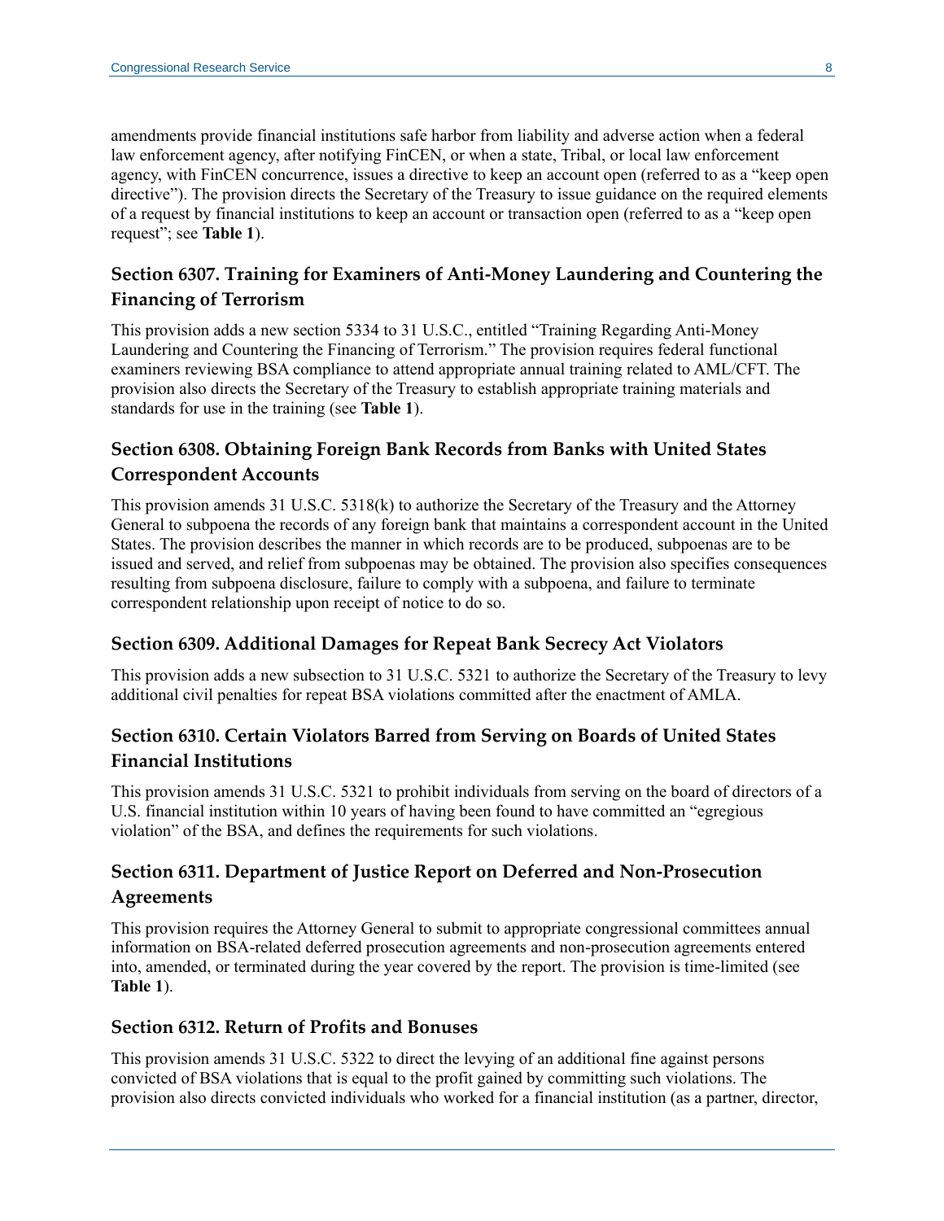amendments provide financial institutions safe harbor from liability and adverse action when a federal law enforcement agency, after notifying FinCEN, or when a state, Tribal, or local law enforcement agency, with FinCEN concurrence, issues a directive to keep an account open (referred to as a "keep open directive"). The provision directs the Secretary of the Treasury to issue guidance on the required elements of a request by financial institutions to keep an account or transaction open (referred to as a "keep open request"; see **Table 1**).

### Section 6307. Training for Examiners of Anti-Money Laundering and Countering the Financing of Terrorism

This provision adds a new section 5334 to 31 U.S.C., entitled "Training Regarding Anti-Money Laundering and Countering the Financing of Terrorism." The provision requires federal functional examiners reviewing BSA compliance to attend appropriate annual training related to AML/CFT. The provision also directs the Secretary of the Treasury to establish appropriate training materials and standards for use in the training (see **Table 1**).

### Section 6308. Obtaining Foreign Bank Records from Banks with United States Correspondent Accounts

This provision amends 31 U.S.C. 5318(k) to authorize the Secretary of the Treasury and the Attorney General to subpoena the records of any foreign bank that maintains a correspondent account in the United States. The provision describes the manner in which records are to be produced, subpoenas are to be issued and served, and relief from subpoenas may be obtained. The provision also specifies consequences resulting from subpoena disclosure, failure to comply with a subpoena, and failure to terminate correspondent relationship upon receipt of notice to do so.

### Section 6309. Additional Damages for Repeat Bank Secrecy Act Violators

This provision adds a new subsection to 31 U.S.C. 5321 to authorize the Secretary of the Treasury to levy additional civil penalties for repeat BSA violations committed after the enactment of AMLA.

### Section 6310. Certain Violators Barred from Serving on Boards of United States Financial Institutions

This provision amends 31 U.S.C. 5321 to prohibit individuals from serving on the board of directors of a U.S. financial institution within 10 years of having been found to have committed an "egregious violation" of the BSA, and defines the requirements for such violations.

### Section 6311. Department of Justice Report on Deferred and Non-Prosecution Agreements

This provision requires the Attorney General to submit to appropriate congressional committees annual information on BSA-related deferred prosecution agreements and non-prosecution agreements entered into, amended, or terminated during the year covered by the report. The provision is time-limited (see **Table 1**).

### Section 6312. Return of Profits and Bonuses

This provision amends 31 U.S.C. 5322 to direct the levying of an additional fine against persons convicted of BSA violations that is equal to the profit gained by committing such violations. The provision also directs convicted individuals who worked for a financial institution (as a partner, director,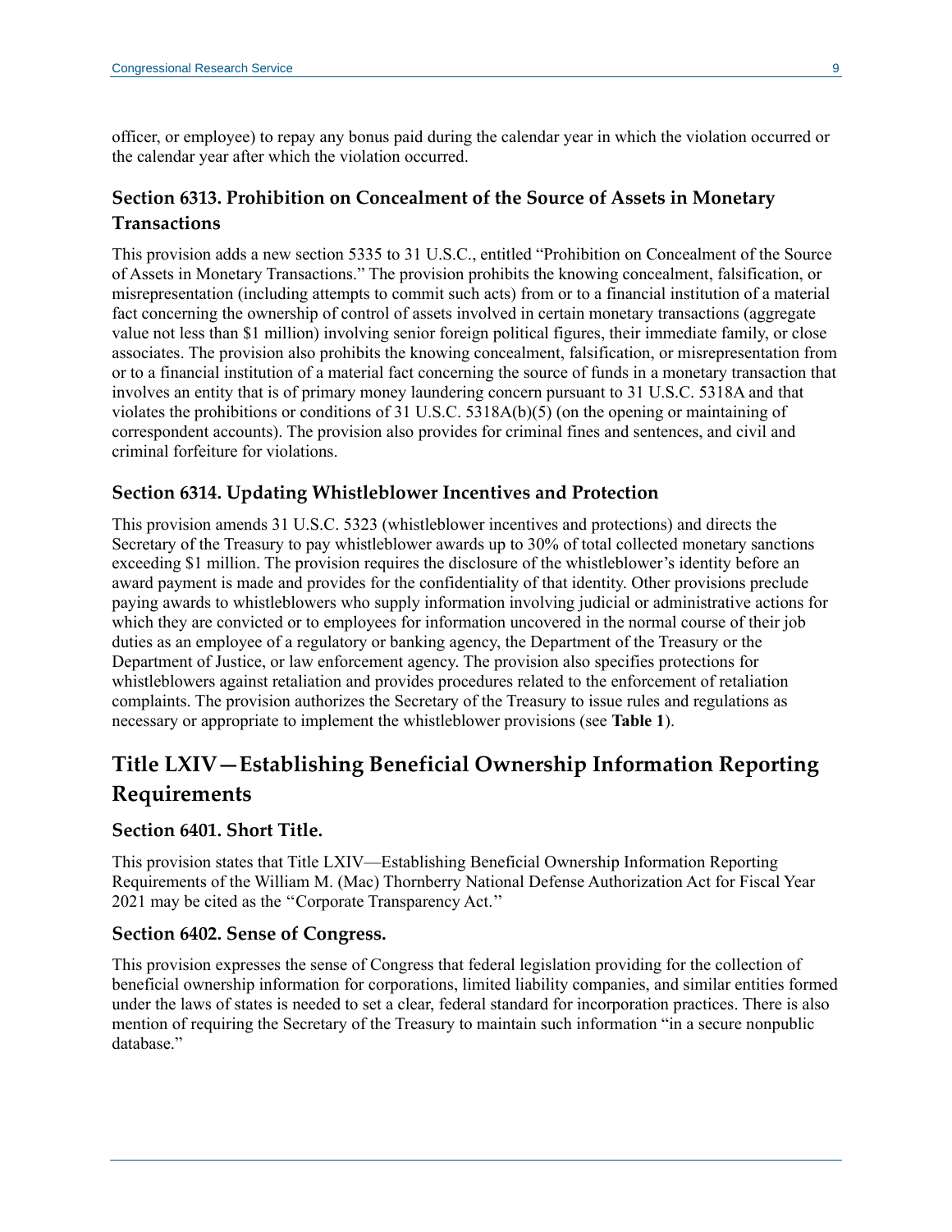officer, or employee) to repay any bonus paid during the calendar year in which the violation occurred or the calendar year after which the violation occurred.

### Section 6313. Prohibition on Concealment of the Source of Assets in Monetary Transactions

This provision adds a new section 5335 to 31 U.S.C., entitled "Prohibition on Concealment of the Source of Assets in Monetary Transactions." The provision prohibits the knowing concealment, falsification, or misrepresentation (including attempts to commit such acts) from or to a financial institution of a material fact concerning the ownership of control of assets involved in certain monetary transactions (aggregate value not less than $1 million) involving senior foreign political figures, their immediate family, or close associates. The provision also prohibits the knowing concealment, falsification, or misrepresentation from or to a financial institution of a material fact concerning the source of funds in a monetary transaction that involves an entity that is of primary money laundering concern pursuant to 31 U.S.C. 5318A and that violates the prohibitions or conditions of 31 U.S.C. 5318A(b)(5) (on the opening or maintaining of correspondent accounts). The provision also provides for criminal fines and sentences, and civil and criminal forfeiture for violations.

### Section 6314. Updating Whistleblower Incentives and Protection

This provision amends 31 U.S.C. 5323 (whistleblower incentives and protections) and directs the Secretary of the Treasury to pay whistleblower awards up to 30% of total collected monetary sanctions exceeding $1 million. The provision requires the disclosure of the whistleblower's identity before an award payment is made and provides for the confidentiality of that identity. Other provisions preclude paying awards to whistleblowers who supply information involving judicial or administrative actions for which they are convicted or to employees for information uncovered in the normal course of their job duties as an employee of a regulatory or banking agency, the Department of the Treasury or the Department of Justice, or law enforcement agency. The provision also specifies protections for whistleblowers against retaliation and provides procedures related to the enforcement of retaliation complaints. The provision authorizes the Secretary of the Treasury to issue rules and regulations as necessary or appropriate to implement the whistleblower provisions (see **Table 1**).

## Title LXIV—Establishing Beneficial Ownership Information Reporting Requirements

### Section 6401. Short Title.

This provision states that Title LXIV—Establishing Beneficial Ownership Information Reporting Requirements of the William M. (Mac) Thornberry National Defense Authorization Act for Fiscal Year 2021 may be cited as the ''Corporate Transparency Act.''

### Section 6402. Sense of Congress.

This provision expresses the sense of Congress that federal legislation providing for the collection of beneficial ownership information for corporations, limited liability companies, and similar entities formed under the laws of states is needed to set a clear, federal standard for incorporation practices. There is also mention of requiring the Secretary of the Treasury to maintain such information "in a secure nonpublic database."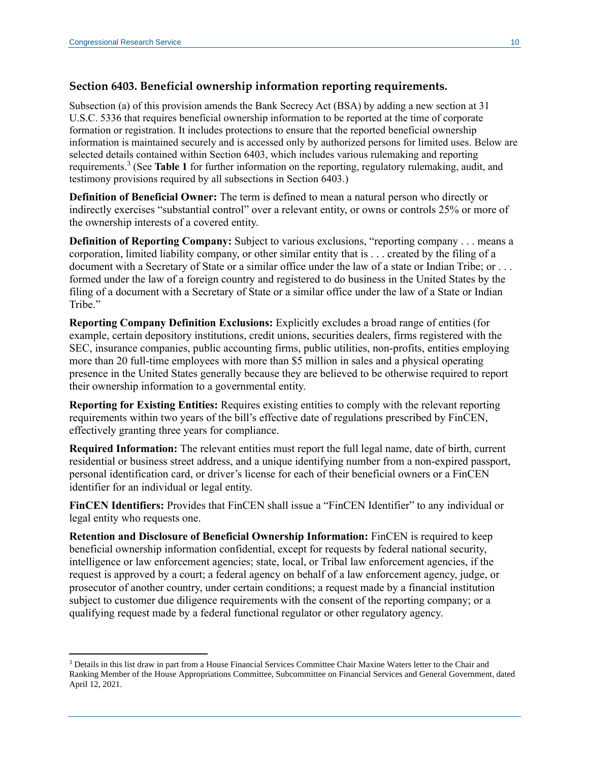### Section 6403. Beneficial ownership information reporting requirements.

Subsection (a) of this provision amends the Bank Secrecy Act (BSA) by adding a new section at 31 U.S.C. 5336 that requires beneficial ownership information to be reported at the time of corporate formation or registration. It includes protections to ensure that the reported beneficial ownership information is maintained securely and is accessed only by authorized persons for limited uses. Below are selected details contained within Section 6403, which includes various rulemaking and reporting requirements.[3] (See **Table 1** for further information on the reporting, regulatory rulemaking, audit, and testimony provisions required by all subsections in Section 6403.)

**Definition of Beneficial Owner:** The term is defined to mean a natural person who directly or indirectly exercises "substantial control" over a relevant entity, or owns or controls 25% or more of the ownership interests of a covered entity.

**Definition of Reporting Company:** Subject to various exclusions, "reporting company . . . means a corporation, limited liability company, or other similar entity that is . . . created by the filing of a document with a Secretary of State or a similar office under the law of a state or Indian Tribe; or . . . formed under the law of a foreign country and registered to do business in the United States by the filing of a document with a Secretary of State or a similar office under the law of a State or Indian Tribe."

**Reporting Company Definition Exclusions:** Explicitly excludes a broad range of entities (for example, certain depository institutions, credit unions, securities dealers, firms registered with the SEC, insurance companies, public accounting firms, public utilities, non-profits, entities employing more than 20 full-time employees with more than $5 million in sales and a physical operating presence in the United States generally because they are believed to be otherwise required to report their ownership information to a governmental entity.

**Reporting for Existing Entities:** Requires existing entities to comply with the relevant reporting requirements within two years of the bill's effective date of regulations prescribed by FinCEN, effectively granting three years for compliance.

**Required Information:** The relevant entities must report the full legal name, date of birth, current residential or business street address, and a unique identifying number from a non-expired passport, personal identification card, or driver's license for each of their beneficial owners or a FinCEN identifier for an individual or legal entity.

**FinCEN Identifiers:** Provides that FinCEN shall issue a "FinCEN Identifier" to any individual or legal entity who requests one.

**Retention and Disclosure of Beneficial Ownership Information:** FinCEN is required to keep beneficial ownership information confidential, except for requests by federal national security, intelligence or law enforcement agencies; state, local, or Tribal law enforcement agencies, if the request is approved by a court; a federal agency on behalf of a law enforcement agency, judge, or prosecutor of another country, under certain conditions; a request made by a financial institution subject to customer due diligence requirements with the consent of the reporting company; or a qualifying request made by a federal functional regulator or other regulatory agency.

---

[3] Details in this list draw in part from a House Financial Services Committee Chair Maxine Waters letter to the Chair and Ranking Member of the House Appropriations Committee, Subcommittee on Financial Services and General Government, dated April 12, 2021.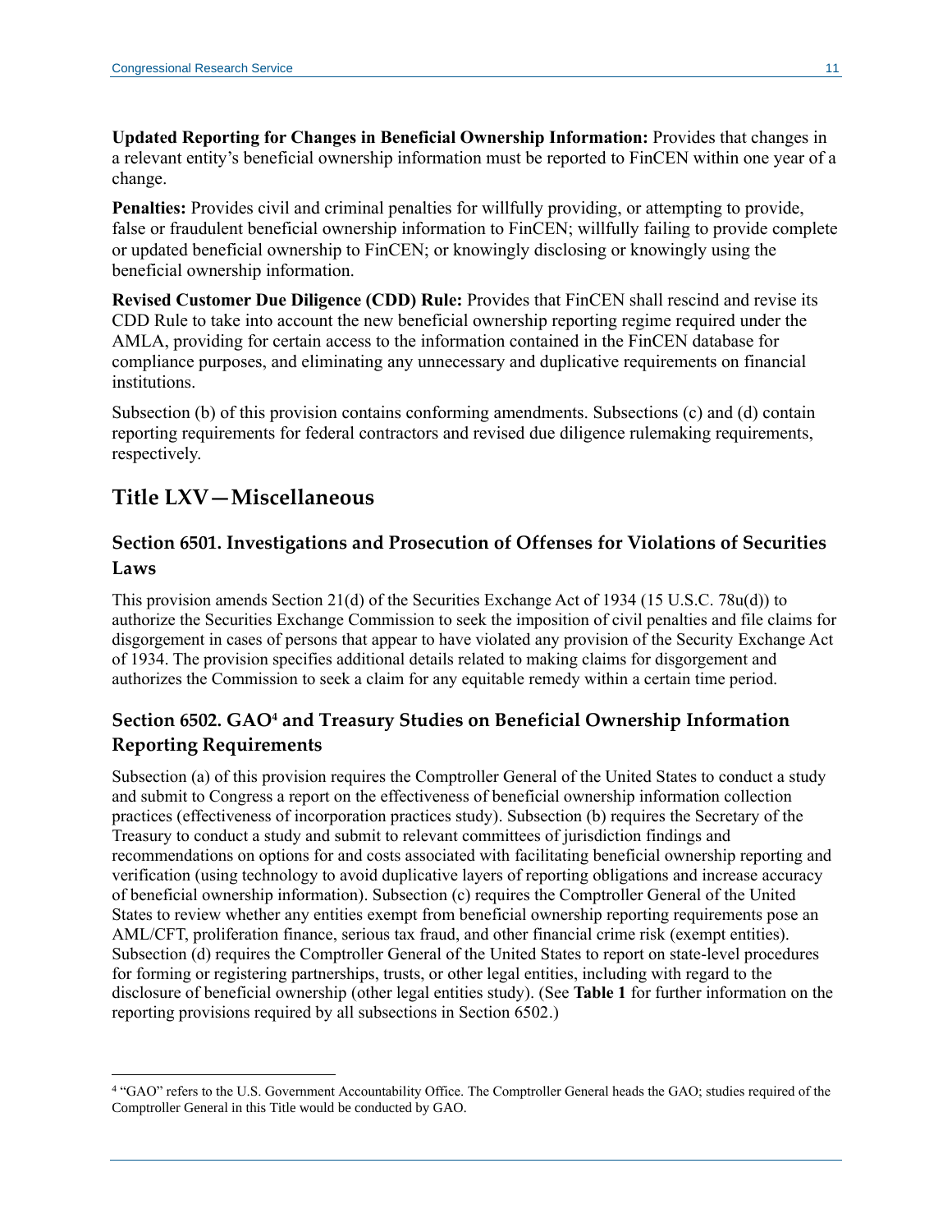**Updated Reporting for Changes in Beneficial Ownership Information:** Provides that changes in a relevant entity's beneficial ownership information must be reported to FinCEN within one year of a change.

**Penalties:** Provides civil and criminal penalties for willfully providing, or attempting to provide, false or fraudulent beneficial ownership information to FinCEN; willfully failing to provide complete or updated beneficial ownership to FinCEN; or knowingly disclosing or knowingly using the beneficial ownership information.

**Revised Customer Due Diligence (CDD) Rule:** Provides that FinCEN shall rescind and revise its CDD Rule to take into account the new beneficial ownership reporting regime required under the AMLA, providing for certain access to the information contained in the FinCEN database for compliance purposes, and eliminating any unnecessary and duplicative requirements on financial institutions.

Subsection (b) of this provision contains conforming amendments. Subsections (c) and (d) contain reporting requirements for federal contractors and revised due diligence rulemaking requirements, respectively.

## Title LXV—Miscellaneous

### Section 6501. Investigations and Prosecution of Offenses for Violations of Securities Laws

This provision amends Section 21(d) of the Securities Exchange Act of 1934 (15 U.S.C. 78u(d)) to authorize the Securities Exchange Commission to seek the imposition of civil penalties and file claims for disgorgement in cases of persons that appear to have violated any provision of the Security Exchange Act of 1934. The provision specifies additional details related to making claims for disgorgement and authorizes the Commission to seek a claim for any equitable remedy within a certain time period.

### Section 6502. GAO[4] and Treasury Studies on Beneficial Ownership Information Reporting Requirements

Subsection (a) of this provision requires the Comptroller General of the United States to conduct a study and submit to Congress a report on the effectiveness of beneficial ownership information collection practices (effectiveness of incorporation practices study). Subsection (b) requires the Secretary of the Treasury to conduct a study and submit to relevant committees of jurisdiction findings and recommendations on options for and costs associated with facilitating beneficial ownership reporting and verification (using technology to avoid duplicative layers of reporting obligations and increase accuracy of beneficial ownership information). Subsection (c) requires the Comptroller General of the United States to review whether any entities exempt from beneficial ownership reporting requirements pose an AML/CFT, proliferation finance, serious tax fraud, and other financial crime risk (exempt entities). Subsection (d) requires the Comptroller General of the United States to report on state-level procedures for forming or registering partnerships, trusts, or other legal entities, including with regard to the disclosure of beneficial ownership (other legal entities study). (See **Table 1** for further information on the reporting provisions required by all subsections in Section 6502.)

---

[4] "GAO" refers to the U.S. Government Accountability Office. The Comptroller General heads the GAO; studies required of the Comptroller General in this Title would be conducted by GAO.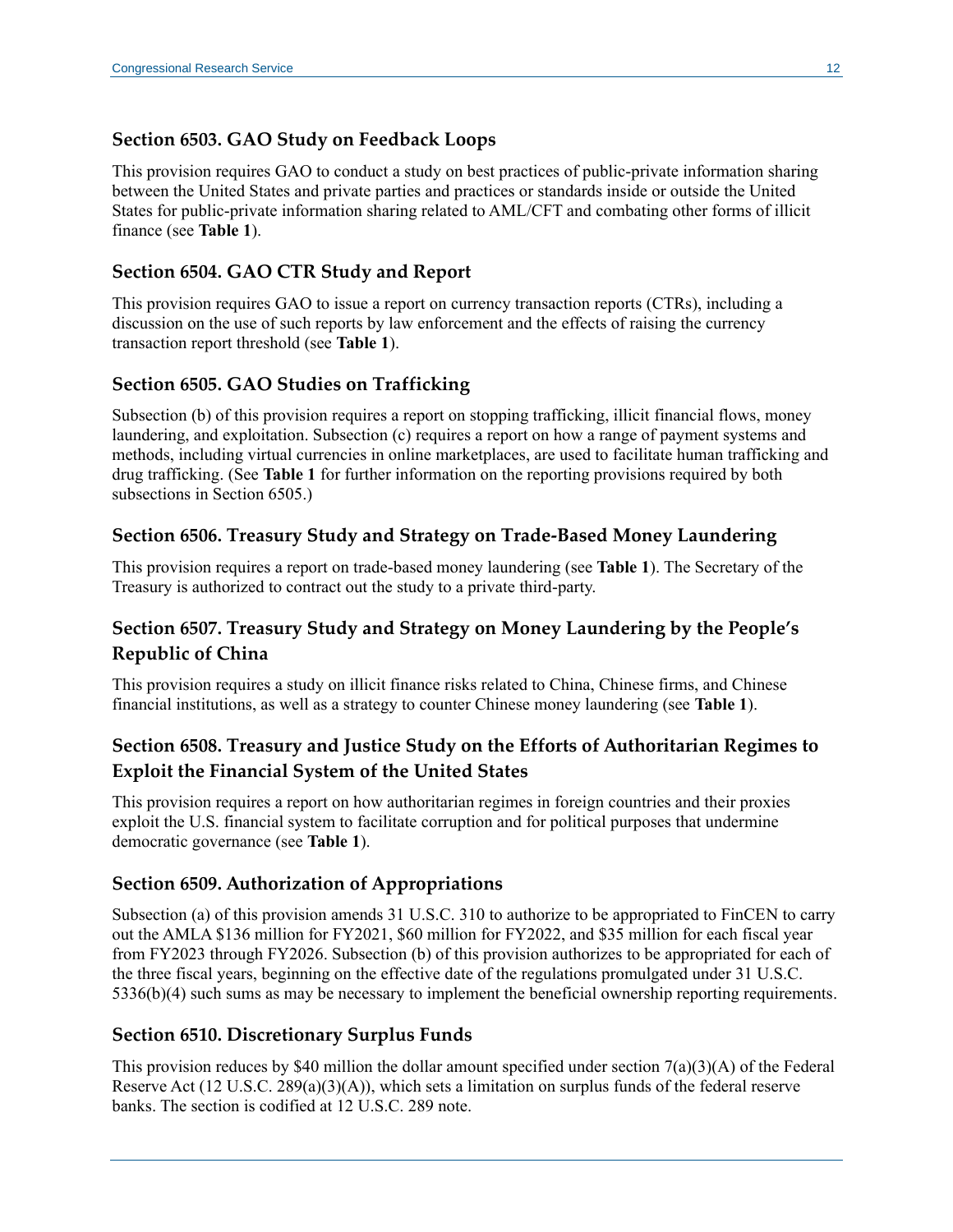### Section 6503. GAO Study on Feedback Loops

This provision requires GAO to conduct a study on best practices of public-private information sharing between the United States and private parties and practices or standards inside or outside the United States for public-private information sharing related to AML/CFT and combating other forms of illicit finance (see **Table 1**).

### Section 6504. GAO CTR Study and Report

This provision requires GAO to issue a report on currency transaction reports (CTRs), including a discussion on the use of such reports by law enforcement and the effects of raising the currency transaction report threshold (see **Table 1**).

### Section 6505. GAO Studies on Trafficking

Subsection (b) of this provision requires a report on stopping trafficking, illicit financial flows, money laundering, and exploitation. Subsection (c) requires a report on how a range of payment systems and methods, including virtual currencies in online marketplaces, are used to facilitate human trafficking and drug trafficking. (See **Table 1** for further information on the reporting provisions required by both subsections in Section 6505.)

### Section 6506. Treasury Study and Strategy on Trade-Based Money Laundering

This provision requires a report on trade-based money laundering (see **Table 1**). The Secretary of the Treasury is authorized to contract out the study to a private third-party.

### Section 6507. Treasury Study and Strategy on Money Laundering by the People's Republic of China

This provision requires a study on illicit finance risks related to China, Chinese firms, and Chinese financial institutions, as well as a strategy to counter Chinese money laundering (see **Table 1**).

### Section 6508. Treasury and Justice Study on the Efforts of Authoritarian Regimes to Exploit the Financial System of the United States

This provision requires a report on how authoritarian regimes in foreign countries and their proxies exploit the U.S. financial system to facilitate corruption and for political purposes that undermine democratic governance (see **Table 1**).

### Section 6509. Authorization of Appropriations

Subsection (a) of this provision amends 31 U.S.C. 310 to authorize to be appropriated to FinCEN to carry out the AMLA $136 million for FY2021, $60 million for FY2022, and $35 million for each fiscal year from FY2023 through FY2026. Subsection (b) of this provision authorizes to be appropriated for each of the three fiscal years, beginning on the effective date of the regulations promulgated under 31 U.S.C. 5336(b)(4) such sums as may be necessary to implement the beneficial ownership reporting requirements.

### Section 6510. Discretionary Surplus Funds

This provision reduces by $40 million the dollar amount specified under section 7(a)(3)(A) of the Federal Reserve Act (12 U.S.C. 289(a)(3)(A)), which sets a limitation on surplus funds of the federal reserve banks. The section is codified at 12 U.S.C. 289 note.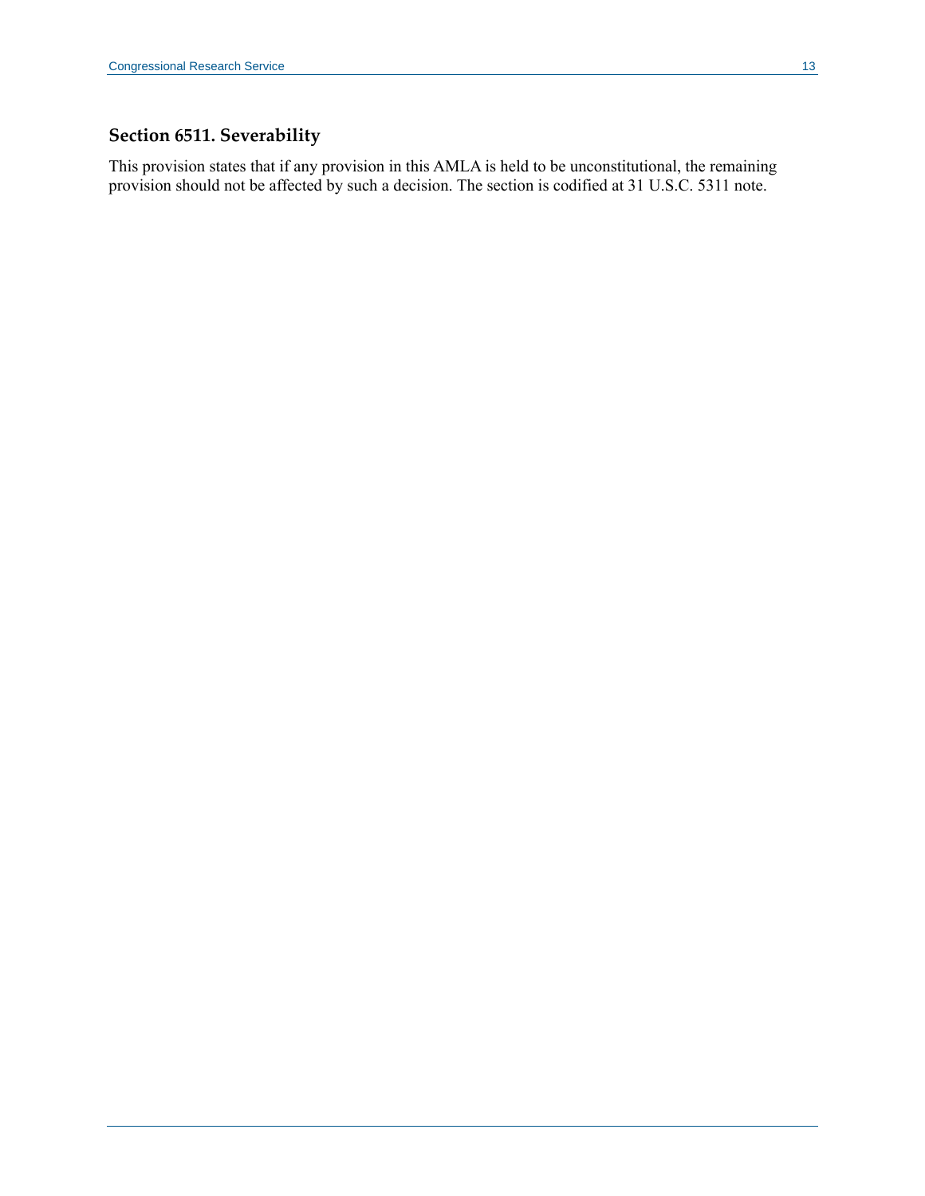### Section 6511. Severability

This provision states that if any provision in this AMLA is held to be unconstitutional, the remaining provision should not be affected by such a decision. The section is codified at 31 U.S.C. 5311 note.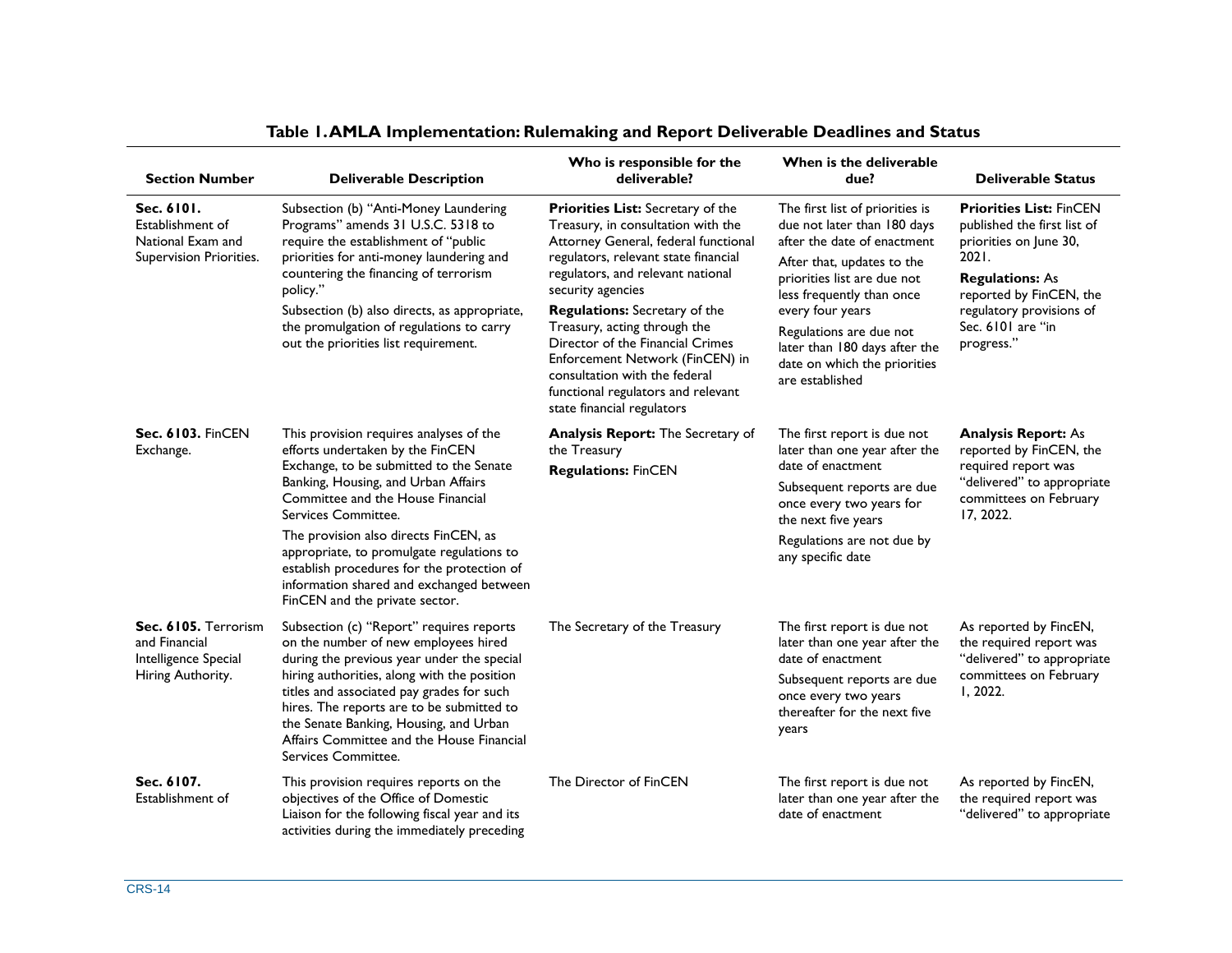**Table 1. AMLA Implementation: Rulemaking and Report Deliverable Deadlines and Status**

| Section Number | Deliverable Description | Who is responsible for the deliverable? | When is the deliverable due? | Deliverable Status |
|---|---|---|---|---|
| **Sec. 6101.** Establishment of National Exam and Supervision Priorities. | Subsection (b) "Anti-Money Laundering Programs" amends 31 U.S.C. 5318 to require the establishment of "public priorities for anti-money laundering and countering the financing of terrorism policy." Subsection (b) also directs, as appropriate, the promulgation of regulations to carry out the priorities list requirement. | **Priorities List:** Secretary of the Treasury, in consultation with the Attorney General, federal functional regulators, relevant state financial regulators, and relevant national security agencies **Regulations:** Secretary of the Treasury, acting through the Director of the Financial Crimes Enforcement Network (FinCEN) in consultation with the federal functional regulators and relevant state financial regulators | The first list of priorities is due not later than 180 days after the date of enactment After that, updates to the priorities list are due not less frequently than once every four years Regulations are due not later than 180 days after the date on which the priorities are established | **Priorities List:** FinCEN published the first list of priorities on June 30, 2021. **Regulations:** As reported by FinCEN, the regulatory provisions of Sec. 6101 are "in progress." |
| **Sec. 6103.** FinCEN Exchange. | This provision requires analyses of the efforts undertaken by the FinCEN Exchange, to be submitted to the Senate Banking, Housing, and Urban Affairs Committee and the House Financial Services Committee. The provision also directs FinCEN, as appropriate, to promulgate regulations to establish procedures for the protection of information shared and exchanged between FinCEN and the private sector. | **Analysis Report:** The Secretary of the Treasury **Regulations:** FinCEN | The first report is due not later than one year after the date of enactment Subsequent reports are due once every two years for the next five years Regulations are not due by any specific date | **Analysis Report:** As reported by FinCEN, the required report was "delivered" to appropriate committees on February 17, 2022. |
| **Sec. 6105.** Terrorism and Financial Intelligence Special Hiring Authority. | Subsection (c) "Report" requires reports on the number of new employees hired during the previous year under the special hiring authorities, along with the position titles and associated pay grades for such hires. The reports are to be submitted to the Senate Banking, Housing, and Urban Affairs Committee and the House Financial Services Committee. | The Secretary of the Treasury | The first report is due not later than one year after the date of enactment Subsequent reports are due once every two years thereafter for the next five years | As reported by FincEN, the required report was "delivered" to appropriate committees on February 1, 2022. |
| **Sec. 6107.** Establishment of | This provision requires reports on the objectives of the Office of Domestic Liaison for the following fiscal year and its activities during the immediately preceding | The Director of FinCEN | The first report is due not later than one year after the date of enactment | As reported by FincEN, the required report was "delivered" to appropriate |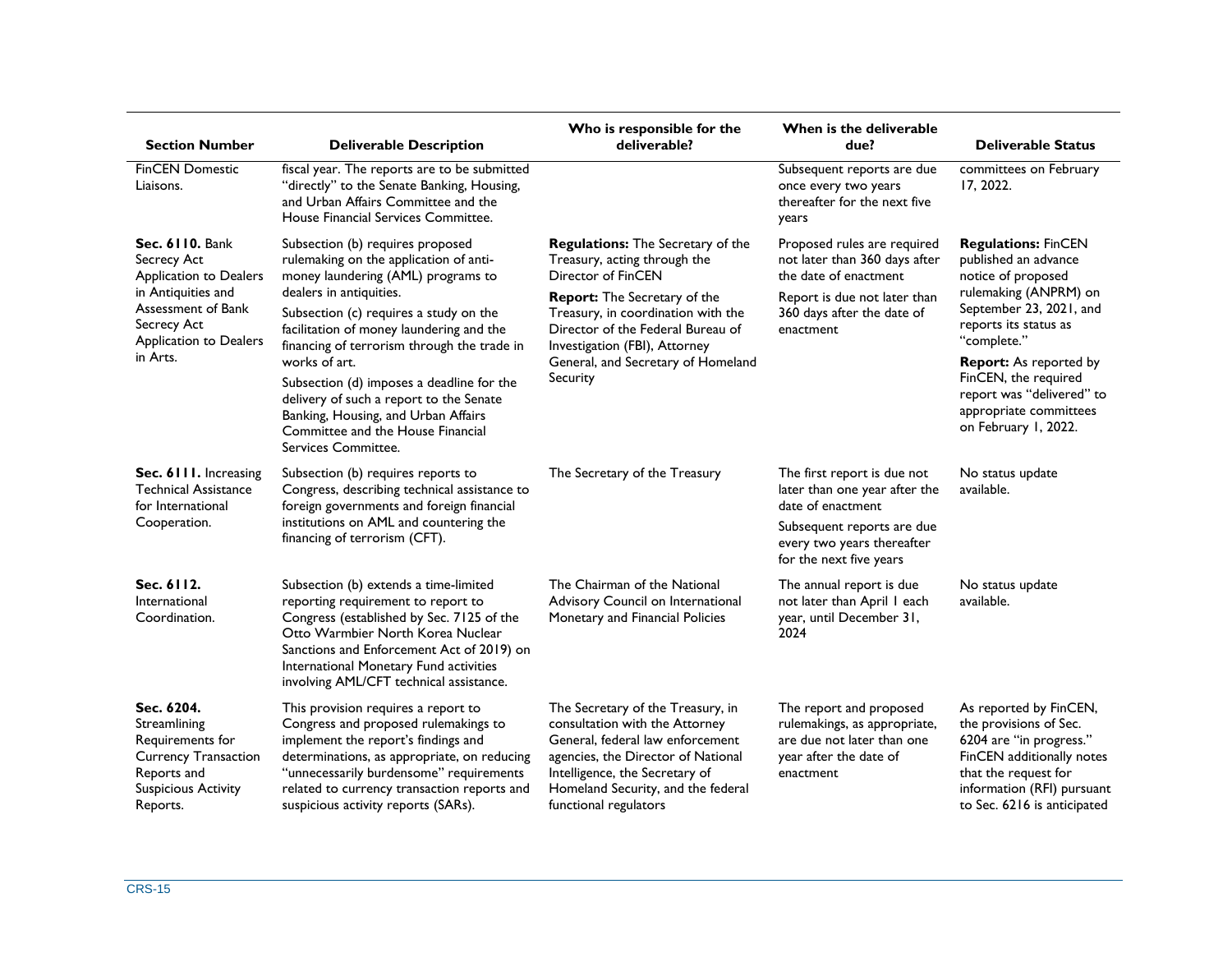| Section Number | Deliverable Description | Who is responsible for the deliverable? | When is the deliverable due? | Deliverable Status |
| --- | --- | --- | --- | --- |
| FinCEN Domestic Liaisons. | fiscal year. The reports are to be submitted "directly" to the Senate Banking, Housing, and Urban Affairs Committee and the House Financial Services Committee. | | Subsequent reports are due once every two years thereafter for the next five years | committees on February 17, 2022. |
| **Sec. 6110.** Bank Secrecy Act Application to Dealers in Antiquities and Assessment of Bank Secrecy Act Application to Dealers in Arts. | Subsection (b) requires proposed rulemaking on the application of anti-money laundering (AML) programs to dealers in antiquities.<br>Subsection (c) requires a study on the facilitation of money laundering and the financing of terrorism through the trade in works of art.<br>Subsection (d) imposes a deadline for the delivery of such a report to the Senate Banking, Housing, and Urban Affairs Committee and the House Financial Services Committee. | **Regulations:** The Secretary of the Treasury, acting through the Director of FinCEN<br>**Report:** The Secretary of the Treasury, in coordination with the Director of the Federal Bureau of Investigation (FBI), Attorney General, and Secretary of Homeland Security | Proposed rules are required not later than 360 days after the date of enactment<br>Report is due not later than 360 days after the date of enactment | **Regulations:** FinCEN published an advance notice of proposed rulemaking (ANPRM) on September 23, 2021, and reports its status as "complete."<br>**Report:** As reported by FinCEN, the required report was "delivered" to appropriate committees on February 1, 2022. |
| **Sec. 6111.** Increasing Technical Assistance for International Cooperation. | Subsection (b) requires reports to Congress, describing technical assistance to foreign governments and foreign financial institutions on AML and countering the financing of terrorism (CFT). | The Secretary of the Treasury | The first report is due not later than one year after the date of enactment<br>Subsequent reports are due every two years thereafter for the next five years | No status update available. |
| **Sec. 6112.** International Coordination. | Subsection (b) extends a time-limited reporting requirement to report to Congress (established by Sec. 7125 of the Otto Warmbier North Korea Nuclear Sanctions and Enforcement Act of 2019) on International Monetary Fund activities involving AML/CFT technical assistance. | The Chairman of the National Advisory Council on International Monetary and Financial Policies | The annual report is due not later than April 1 each year, until December 31, 2024 | No status update available. |
| **Sec. 6204.** Streamlining Requirements for Currency Transaction Reports and Suspicious Activity Reports. | This provision requires a report to Congress and proposed rulemakings to implement the report's findings and determinations, as appropriate, on reducing "unnecessarily burdensome" requirements related to currency transaction reports and suspicious activity reports (SARs). | The Secretary of the Treasury, in consultation with the Attorney General, federal law enforcement agencies, the Director of National Intelligence, the Secretary of Homeland Security, and the federal functional regulators | The report and proposed rulemakings, as appropriate, are due not later than one year after the date of enactment | As reported by FinCEN, the provisions of Sec. 6204 are "in progress." FinCEN additionally notes that the request for information (RFI) pursuant to Sec. 6216 is anticipated |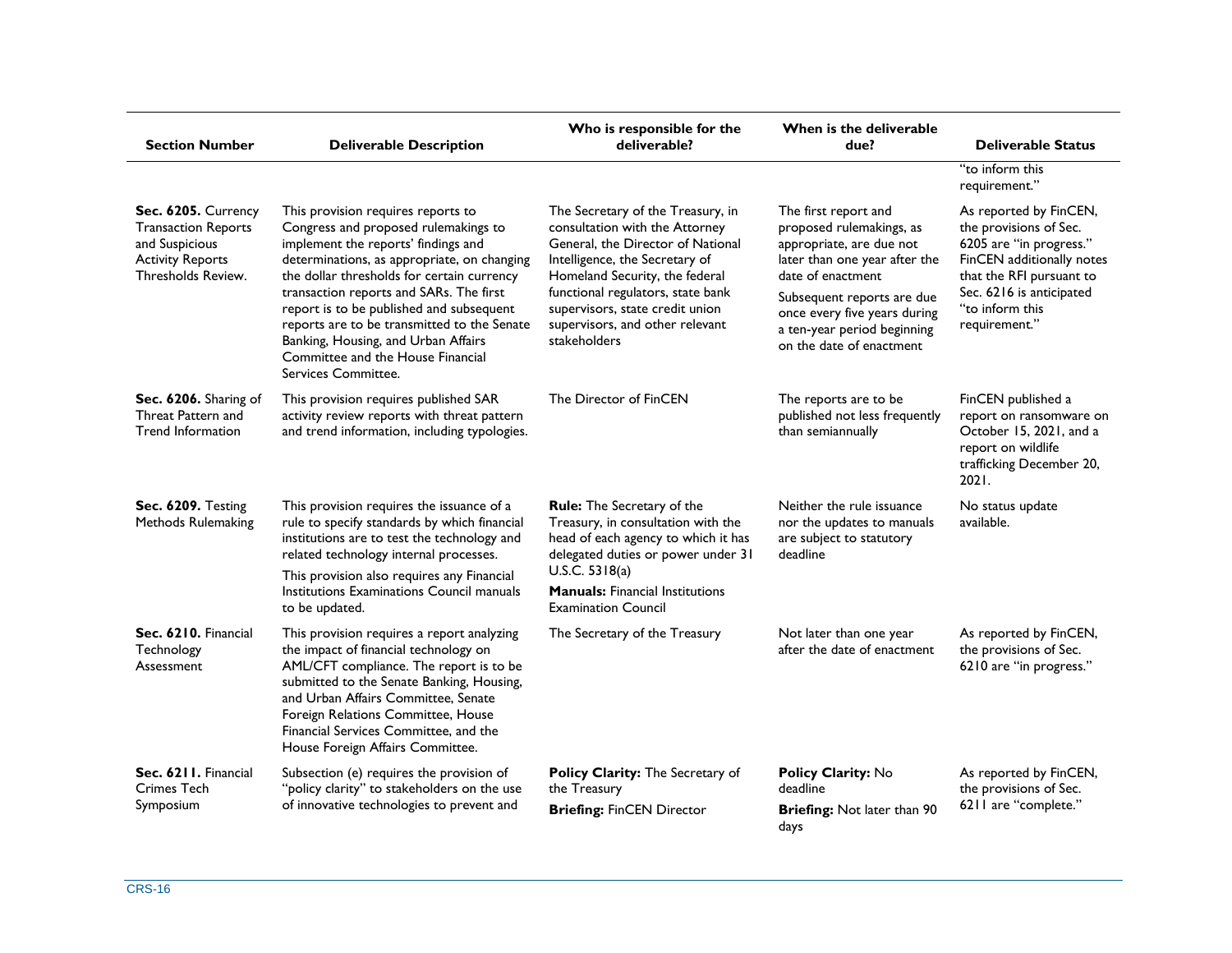| Section Number | Deliverable Description | Who is responsible for the deliverable? | When is the deliverable due? | Deliverable Status |
|---|---|---|---|---|
| | | | | "to inform this requirement." |
| **Sec. 6205.** Currency Transaction Reports and Suspicious Activity Reports Thresholds Review. | This provision requires reports to Congress and proposed rulemakings to implement the reports' findings and determinations, as appropriate, on changing the dollar thresholds for certain currency transaction reports and SARs. The first report is to be published and subsequent reports are to be transmitted to the Senate Banking, Housing, and Urban Affairs Committee and the House Financial Services Committee. | The Secretary of the Treasury, in consultation with the Attorney General, the Director of National Intelligence, the Secretary of Homeland Security, the federal functional regulators, state bank supervisors, state credit union supervisors, and other relevant stakeholders | The first report and proposed rulemakings, as appropriate, are due not later than one year after the date of enactment<br><br>Subsequent reports are due once every five years during a ten-year period beginning on the date of enactment | As reported by FinCEN, the provisions of Sec. 6205 are "in progress." FinCEN additionally notes that the RFI pursuant to Sec. 6216 is anticipated "to inform this requirement." |
| **Sec. 6206.** Sharing of Threat Pattern and Trend Information | This provision requires published SAR activity review reports with threat pattern and trend information, including typologies. | The Director of FinCEN | The reports are to be published not less frequently than semiannually | FinCEN published a report on ransomware on October 15, 2021, and a report on wildlife trafficking December 20, 2021. |
| **Sec. 6209.** Testing Methods Rulemaking | This provision requires the issuance of a rule to specify standards by which financial institutions are to test the technology and related technology internal processes.<br><br>This provision also requires any Financial Institutions Examinations Council manuals to be updated. | **Rule:** The Secretary of the Treasury, in consultation with the head of each agency to which it has delegated duties or power under 31 U.S.C. 5318(a)<br><br>**Manuals:** Financial Institutions Examination Council | Neither the rule issuance nor the updates to manuals are subject to statutory deadline | No status update available. |
| **Sec. 6210.** Financial Technology Assessment | This provision requires a report analyzing the impact of financial technology on AML/CFT compliance. The report is to be submitted to the Senate Banking, Housing, and Urban Affairs Committee, Senate Foreign Relations Committee, House Financial Services Committee, and the House Foreign Affairs Committee. | The Secretary of the Treasury | Not later than one year after the date of enactment | As reported by FinCEN, the provisions of Sec. 6210 are "in progress." |
| **Sec. 6211.** Financial Crimes Tech Symposium | Subsection (e) requires the provision of "policy clarity" to stakeholders on the use of innovative technologies to prevent and | **Policy Clarity:** The Secretary of the Treasury<br><br>**Briefing:** FinCEN Director | **Policy Clarity:** No deadline<br><br>**Briefing:** Not later than 90 days | As reported by FinCEN, the provisions of Sec. 6211 are "complete." |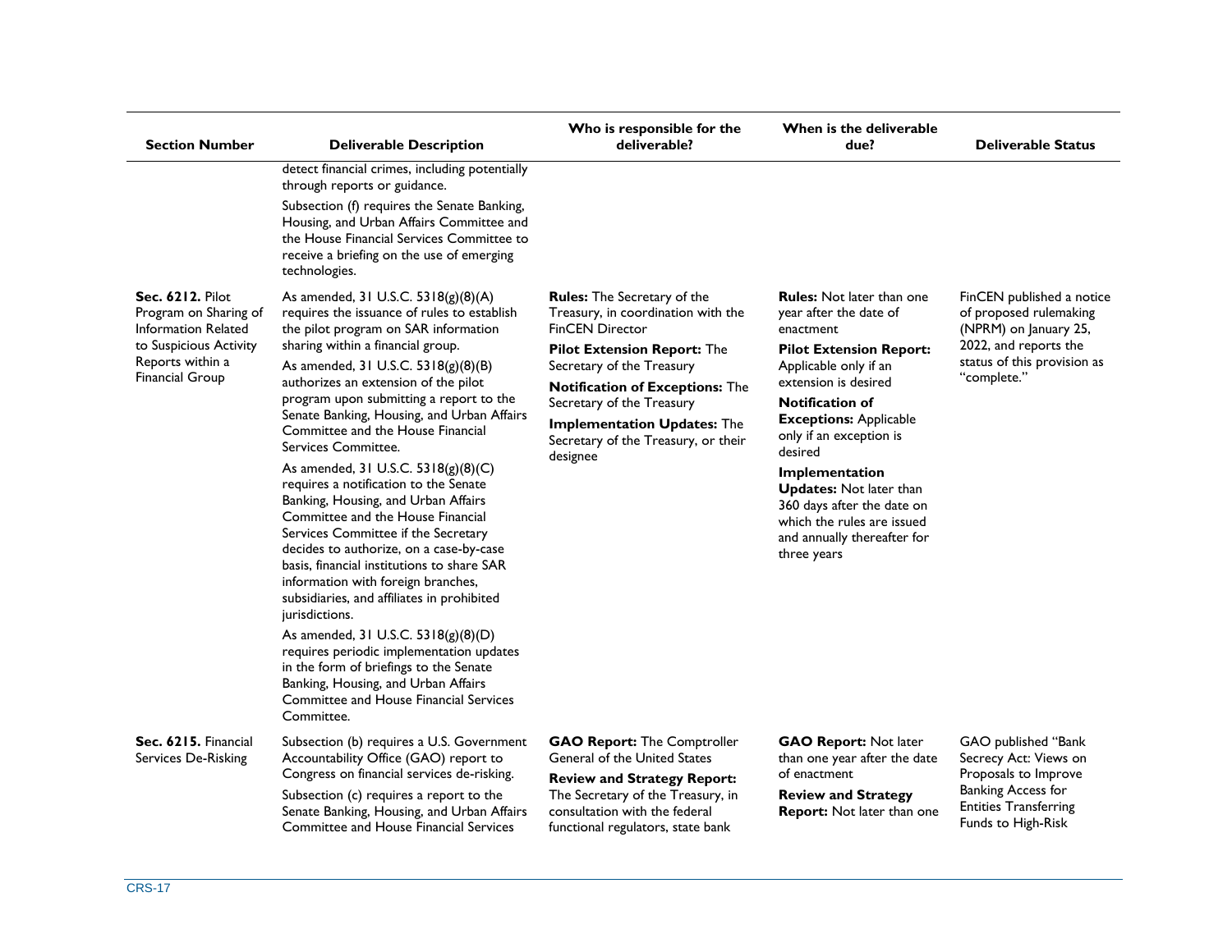| Section Number | Deliverable Description | Who is responsible for the deliverable? | When is the deliverable due? | Deliverable Status |
|---|---|---|---|---|
| | detect financial crimes, including potentially through reports or guidance.<br><br>Subsection (f) requires the Senate Banking, Housing, and Urban Affairs Committee and the House Financial Services Committee to receive a briefing on the use of emerging technologies. | | | |
| **Sec. 6212.** Pilot Program on Sharing of Information Related to Suspicious Activity Reports within a Financial Group | As amended, 31 U.S.C. 5318(g)(8)(A) requires the issuance of rules to establish the pilot program on SAR information sharing within a financial group.<br><br>As amended, 31 U.S.C. 5318(g)(8)(B) authorizes an extension of the pilot program upon submitting a report to the Senate Banking, Housing, and Urban Affairs Committee and the House Financial Services Committee.<br><br>As amended, 31 U.S.C. 5318(g)(8)(C) requires a notification to the Senate Banking, Housing, and Urban Affairs Committee and the House Financial Services Committee if the Secretary decides to authorize, on a case-by-case basis, financial institutions to share SAR information with foreign branches, subsidiaries, and affiliates in prohibited jurisdictions.<br><br>As amended, 31 U.S.C. 5318(g)(8)(D) requires periodic implementation updates in the form of briefings to the Senate Banking, Housing, and Urban Affairs Committee and House Financial Services Committee. | **Rules:** The Secretary of the Treasury, in coordination with the FinCEN Director<br><br>**Pilot Extension Report:** The Secretary of the Treasury<br><br>**Notification of Exceptions:** The Secretary of the Treasury<br><br>**Implementation Updates:** The Secretary of the Treasury, or their designee | **Rules:** Not later than one year after the date of enactment<br><br>**Pilot Extension Report:** Applicable only if an extension is desired<br><br>**Notification of Exceptions:** Applicable only if an exception is desired<br><br>**Implementation Updates:** Not later than 360 days after the date on which the rules are issued and annually thereafter for three years | FinCEN published a notice of proposed rulemaking (NPRM) on January 25, 2022, and reports the status of this provision as "complete." |
| **Sec. 6215.** Financial Services De-Risking | Subsection (b) requires a U.S. Government Accountability Office (GAO) report to Congress on financial services de-risking.<br><br>Subsection (c) requires a report to the Senate Banking, Housing, and Urban Affairs Committee and House Financial Services | **GAO Report:** The Comptroller General of the United States<br><br>**Review and Strategy Report:** The Secretary of the Treasury, in consultation with the federal functional regulators, state bank | **GAO Report:** Not later than one year after the date of enactment<br><br>**Review and Strategy Report:** Not later than one | GAO published "Bank Secrecy Act: Views on Proposals to Improve Banking Access for Entities Transferring Funds to High-Risk |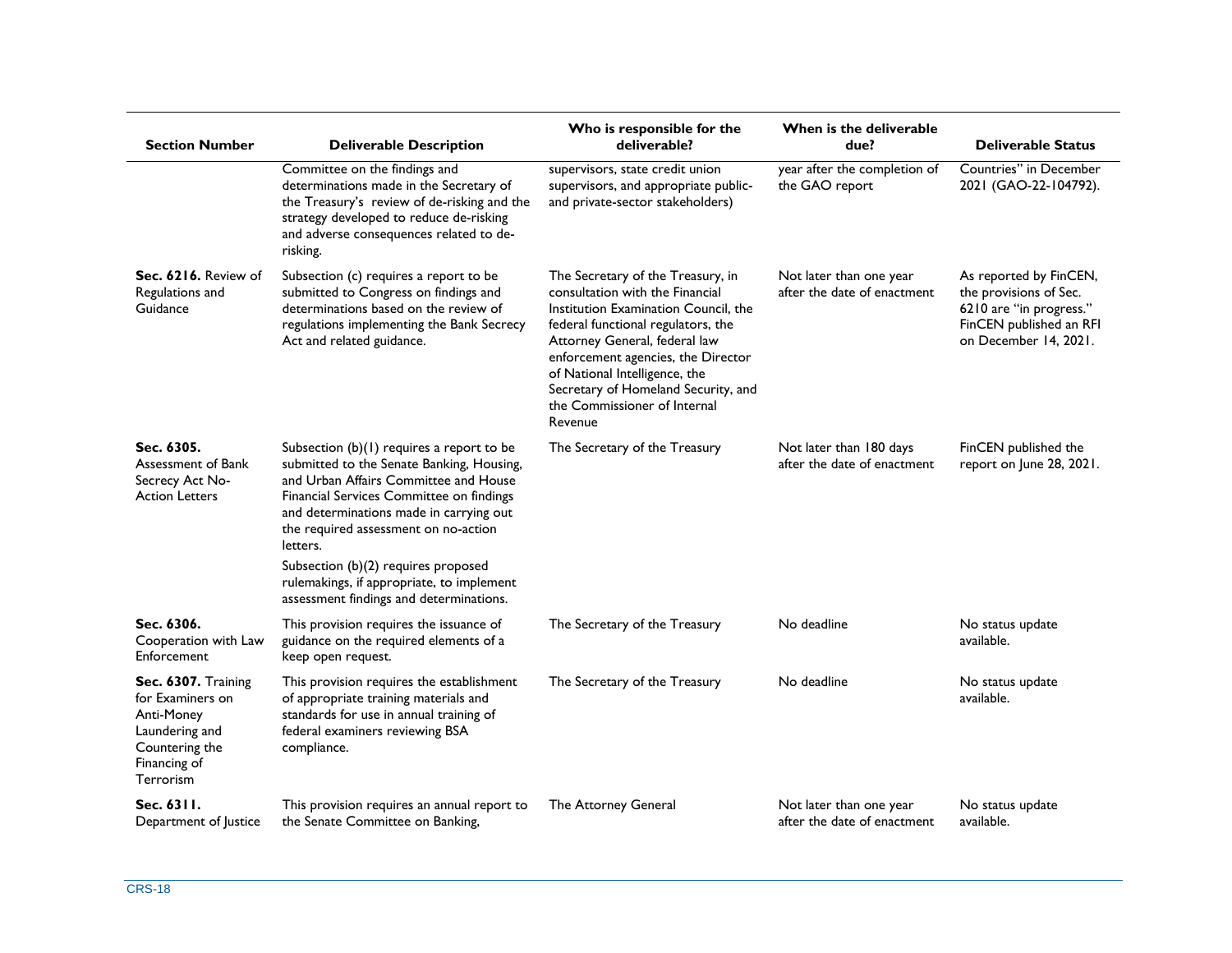| Section Number | Deliverable Description | Who is responsible for the deliverable? | When is the deliverable due? | Deliverable Status |
| --- | --- | --- | --- | --- |
| | Committee on the findings and determinations made in the Secretary of the Treasury's review of de-risking and the strategy developed to reduce de-risking and adverse consequences related to de-risking. | supervisors, state credit union supervisors, and appropriate public- and private-sector stakeholders) | year after the completion of the GAO report | Countries" in December 2021 (GAO-22-104792). |
| **Sec. 6216.** Review of Regulations and Guidance | Subsection (c) requires a report to be submitted to Congress on findings and determinations based on the review of regulations implementing the Bank Secrecy Act and related guidance. | The Secretary of the Treasury, in consultation with the Financial Institution Examination Council, the federal functional regulators, the Attorney General, federal law enforcement agencies, the Director of National Intelligence, the Secretary of Homeland Security, and the Commissioner of Internal Revenue | Not later than one year after the date of enactment | As reported by FinCEN, the provisions of Sec. 6210 are "in progress." FinCEN published an RFI on December 14, 2021. |
| **Sec. 6305.** Assessment of Bank Secrecy Act No-Action Letters | Subsection (b)(1) requires a report to be submitted to the Senate Banking, Housing, and Urban Affairs Committee and House Financial Services Committee on findings and determinations made in carrying out the required assessment on no-action letters.<br><br>Subsection (b)(2) requires proposed rulemakings, if appropriate, to implement assessment findings and determinations. | The Secretary of the Treasury | Not later than 180 days after the date of enactment | FinCEN published the report on June 28, 2021. |
| **Sec. 6306.** Cooperation with Law Enforcement | This provision requires the issuance of guidance on the required elements of a keep open request. | The Secretary of the Treasury | No deadline | No status update available. |
| **Sec. 6307.** Training for Examiners on Anti-Money Laundering and Countering the Financing of Terrorism | This provision requires the establishment of appropriate training materials and standards for use in annual training of federal examiners reviewing BSA compliance. | The Secretary of the Treasury | No deadline | No status update available. |
| **Sec. 6311.** Department of Justice | This provision requires an annual report to the Senate Committee on Banking, | The Attorney General | Not later than one year after the date of enactment | No status update available. |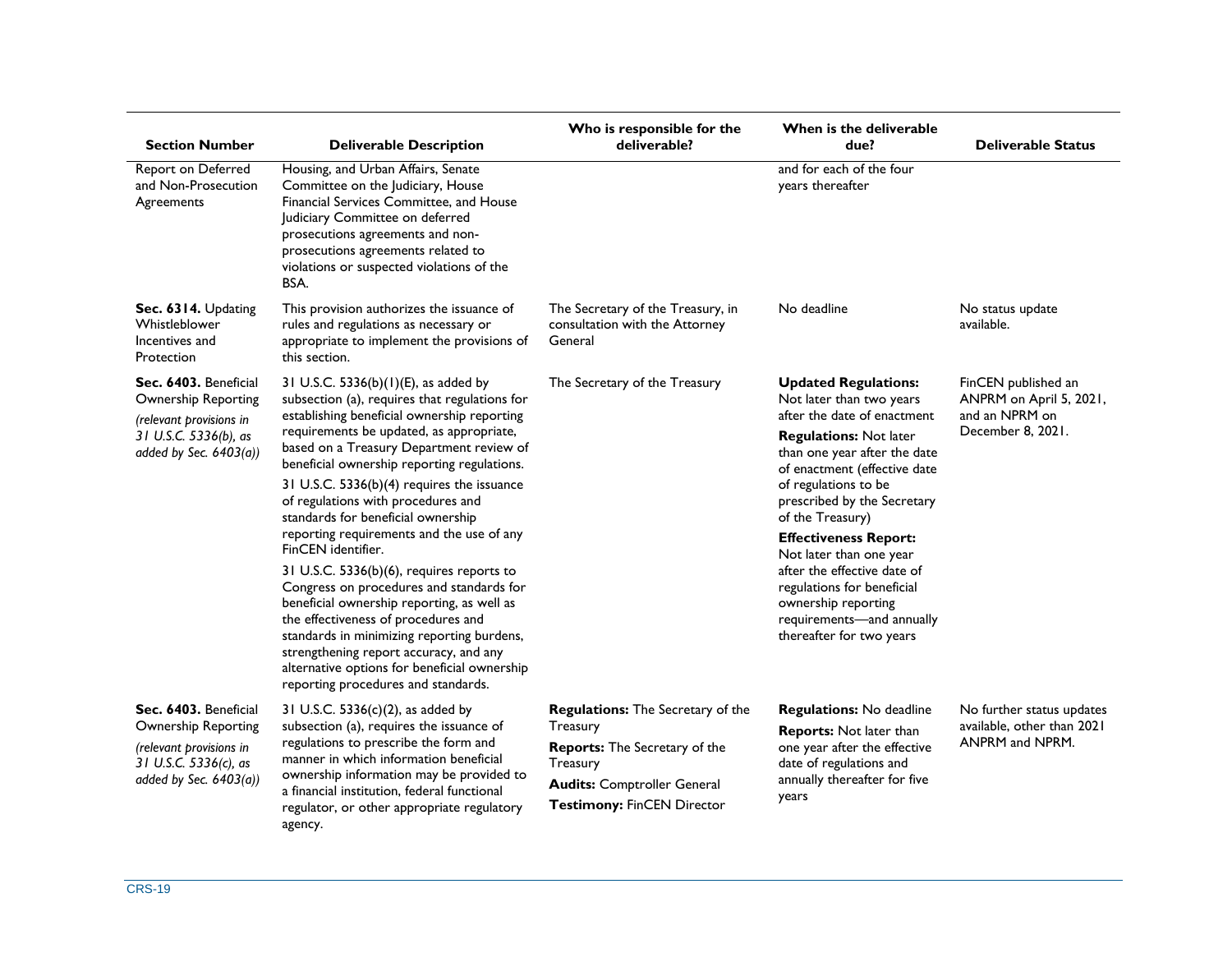| Section Number | Deliverable Description | Who is responsible for the deliverable? | When is the deliverable due? | Deliverable Status |
| --- | --- | --- | --- | --- |
| Report on Deferred and Non-Prosecution Agreements | Housing, and Urban Affairs, Senate Committee on the Judiciary, House Financial Services Committee, and House Judiciary Committee on deferred prosecutions agreements and non-prosecutions agreements related to violations or suspected violations of the BSA. | | and for each of the four years thereafter | |
| **Sec. 6314.** Updating Whistleblower Incentives and Protection | This provision authorizes the issuance of rules and regulations as necessary or appropriate to implement the provisions of this section. | The Secretary of the Treasury, in consultation with the Attorney General | No deadline | No status update available. |
| **Sec. 6403.** Beneficial Ownership Reporting *(relevant provisions in 31 U.S.C. 5336(b), as added by Sec. 6403(a))* | 31 U.S.C. 5336(b)(1)(E), as added by subsection (a), requires that regulations for establishing beneficial ownership reporting requirements be updated, as appropriate, based on a Treasury Department review of beneficial ownership reporting regulations.<br><br>31 U.S.C. 5336(b)(4) requires the issuance of regulations with procedures and standards for beneficial ownership reporting requirements and the use of any FinCEN identifier.<br><br>31 U.S.C. 5336(b)(6), requires reports to Congress on procedures and standards for beneficial ownership reporting, as well as the effectiveness of procedures and standards in minimizing reporting burdens, strengthening report accuracy, and any alternative options for beneficial ownership reporting procedures and standards. | The Secretary of the Treasury | **Updated Regulations:** Not later than two years after the date of enactment<br><br>**Regulations:** Not later than one year after the date of enactment (effective date of regulations to be prescribed by the Secretary of the Treasury)<br><br>**Effectiveness Report:** Not later than one year after the effective date of regulations for beneficial ownership reporting requirements—and annually thereafter for two years | FinCEN published an ANPRM on April 5, 2021, and an NPRM on December 8, 2021. |
| **Sec. 6403.** Beneficial Ownership Reporting *(relevant provisions in 31 U.S.C. 5336(c), as added by Sec. 6403(a))* | 31 U.S.C. 5336(c)(2), as added by subsection (a), requires the issuance of regulations to prescribe the form and manner in which information beneficial ownership information may be provided to a financial institution, federal functional regulator, or other appropriate regulatory agency. | **Regulations:** The Secretary of the Treasury<br><br>**Reports:** The Secretary of the Treasury<br><br>**Audits:** Comptroller General<br><br>**Testimony:** FinCEN Director | **Regulations:** No deadline<br><br>**Reports:** Not later than one year after the effective date of regulations and annually thereafter for five years | No further status updates available, other than 2021 ANPRM and NPRM. |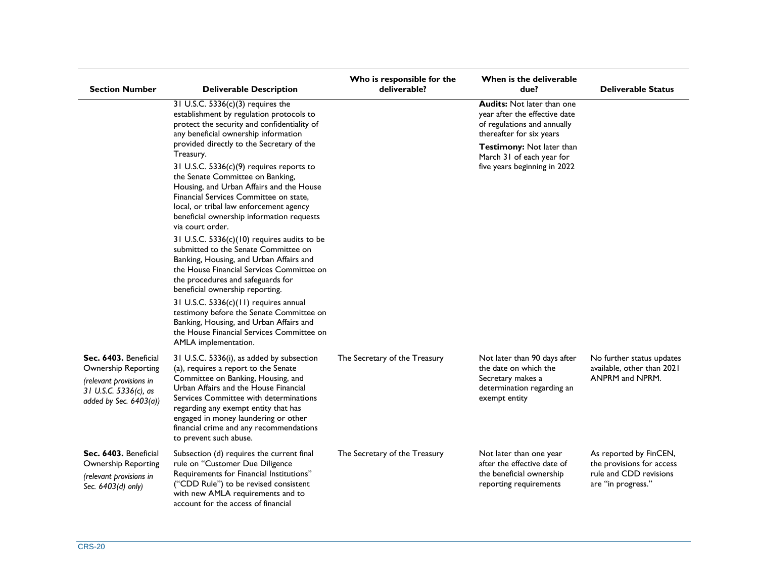| Section Number | Deliverable Description | Who is responsible for the deliverable? | When is the deliverable due? | Deliverable Status |
| --- | --- | --- | --- | --- |
| | 31 U.S.C. 5336(c)(3) requires the establishment by regulation protocols to protect the security and confidentiality of any beneficial ownership information provided directly to the Secretary of the Treasury.<br><br>31 U.S.C. 5336(c)(9) requires reports to the Senate Committee on Banking, Housing, and Urban Affairs and the House Financial Services Committee on state, local, or tribal law enforcement agency beneficial ownership information requests via court order.<br><br>31 U.S.C. 5336(c)(10) requires audits to be submitted to the Senate Committee on Banking, Housing, and Urban Affairs and the House Financial Services Committee on the procedures and safeguards for beneficial ownership reporting.<br><br>31 U.S.C. 5336(c)(11) requires annual testimony before the Senate Committee on Banking, Housing, and Urban Affairs and the House Financial Services Committee on AMLA implementation. | | **Audits:** Not later than one year after the effective date of regulations and annually thereafter for six years<br><br>**Testimony:** Not later than March 31 of each year for five years beginning in 2022 | |
| **Sec. 6403.** Beneficial Ownership Reporting<br>*(relevant provisions in 31 U.S.C. 5336(c), as added by Sec. 6403(a))* | 31 U.S.C. 5336(i), as added by subsection (a), requires a report to the Senate Committee on Banking, Housing, and Urban Affairs and the House Financial Services Committee with determinations regarding any exempt entity that has engaged in money laundering or other financial crime and any recommendations to prevent such abuse. | The Secretary of the Treasury | Not later than 90 days after the date on which the Secretary makes a determination regarding an exempt entity | No further status updates available, other than 2021 ANPRM and NPRM. |
| **Sec. 6403.** Beneficial Ownership Reporting<br>*(relevant provisions in Sec. 6403(d) only)* | Subsection (d) requires the current final rule on "Customer Due Diligence Requirements for Financial Institutions" ("CDD Rule") to be revised consistent with new AMLA requirements and to account for the access of financial | The Secretary of the Treasury | Not later than one year after the effective date of the beneficial ownership reporting requirements | As reported by FinCEN, the provisions for access rule and CDD revisions are "in progress." |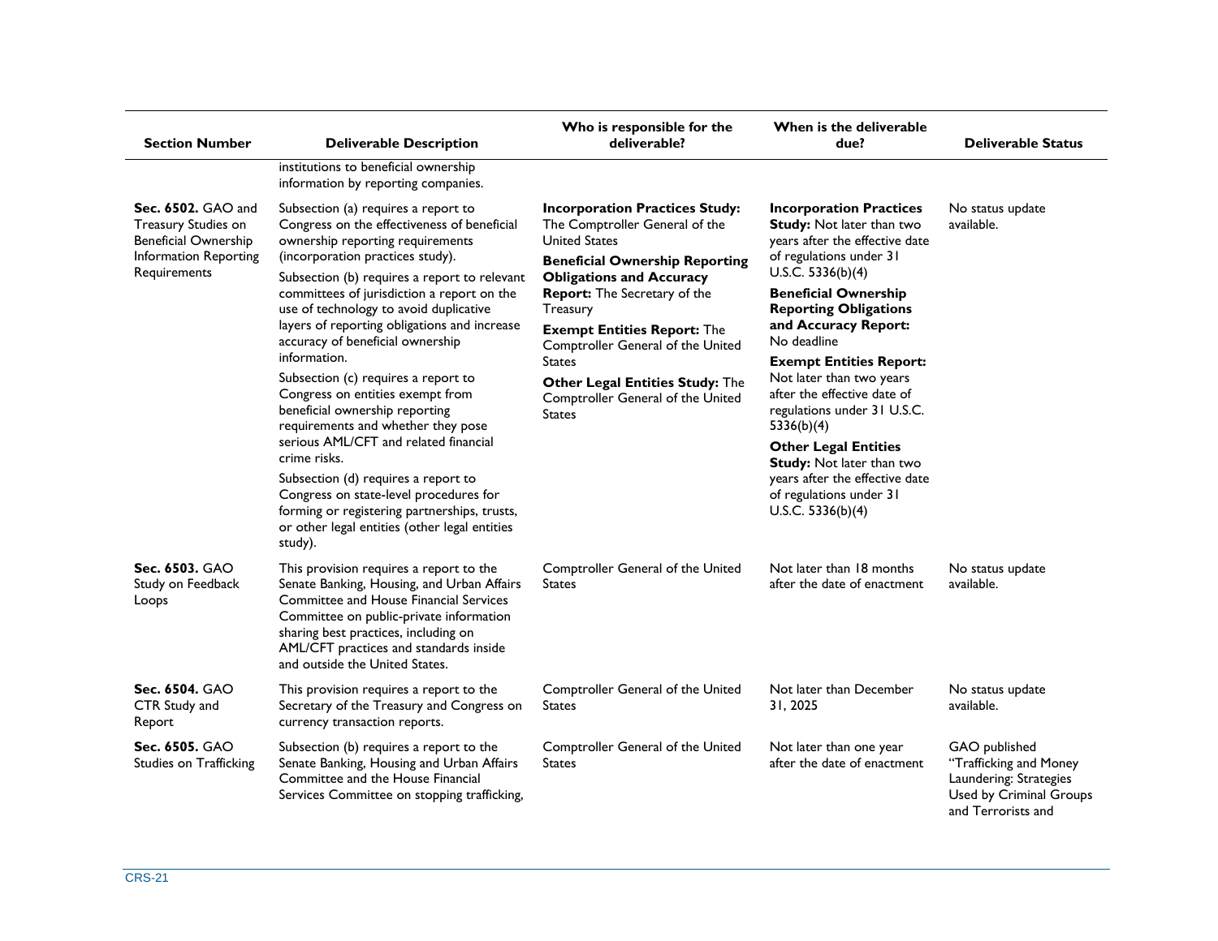| Section Number | Deliverable Description | Who is responsible for the deliverable? | When is the deliverable due? | Deliverable Status |
|---|---|---|---|---|
| | institutions to beneficial ownership information by reporting companies. | | | |
| **Sec. 6502.** GAO and Treasury Studies on Beneficial Ownership Information Reporting Requirements | Subsection (a) requires a report to Congress on the effectiveness of beneficial ownership reporting requirements (incorporation practices study).<br>Subsection (b) requires a report to relevant committees of jurisdiction a report on the use of technology to avoid duplicative layers of reporting obligations and increase accuracy of beneficial ownership information.<br>Subsection (c) requires a report to Congress on entities exempt from beneficial ownership reporting requirements and whether they pose serious AML/CFT and related financial crime risks.<br>Subsection (d) requires a report to Congress on state-level procedures for forming or registering partnerships, trusts, or other legal entities (other legal entities study). | **Incorporation Practices Study:** The Comptroller General of the United States<br>**Beneficial Ownership Reporting Obligations and Accuracy Report:** The Secretary of the Treasury<br>**Exempt Entities Report:** The Comptroller General of the United States<br>**Other Legal Entities Study:** The Comptroller General of the United States | **Incorporation Practices Study:** Not later than two years after the effective date of regulations under 31 U.S.C. 5336(b)(4)<br>**Beneficial Ownership Reporting Obligations and Accuracy Report:** No deadline<br>**Exempt Entities Report:** Not later than two years after the effective date of regulations under 31 U.S.C. 5336(b)(4)<br>**Other Legal Entities Study:** Not later than two years after the effective date of regulations under 31 U.S.C. 5336(b)(4) | No status update available. |
| **Sec. 6503.** GAO Study on Feedback Loops | This provision requires a report to the Senate Banking, Housing, and Urban Affairs Committee and House Financial Services Committee on public-private information sharing best practices, including on AML/CFT practices and standards inside and outside the United States. | Comptroller General of the United States | Not later than 18 months after the date of enactment | No status update available. |
| **Sec. 6504.** GAO CTR Study and Report | This provision requires a report to the Secretary of the Treasury and Congress on currency transaction reports. | Comptroller General of the United States | Not later than December 31, 2025 | No status update available. |
| **Sec. 6505.** GAO Studies on Trafficking | Subsection (b) requires a report to the Senate Banking, Housing and Urban Affairs Committee and the House Financial Services Committee on stopping trafficking, | Comptroller General of the United States | Not later than one year after the date of enactment | GAO published "Trafficking and Money Laundering: Strategies Used by Criminal Groups and Terrorists and |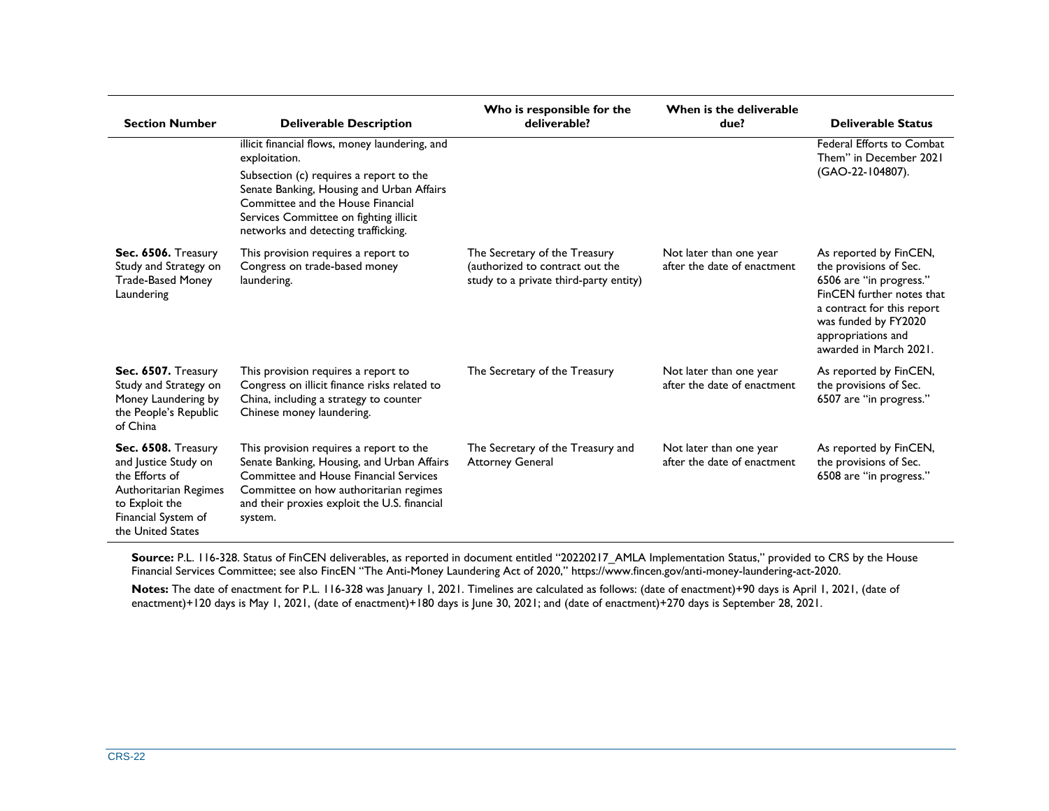| Section Number | Deliverable Description | Who is responsible for the deliverable? | When is the deliverable due? | Deliverable Status |
|---|---|---|---|---|
| | illicit financial flows, money laundering, and exploitation.<br>Subsection (c) requires a report to the Senate Banking, Housing and Urban Affairs Committee and the House Financial Services Committee on fighting illicit networks and detecting trafficking. | | | Federal Efforts to Combat Them" in December 2021 (GAO-22-104807). |
| **Sec. 6506.** Treasury Study and Strategy on Trade-Based Money Laundering | This provision requires a report to Congress on trade-based money laundering. | The Secretary of the Treasury (authorized to contract out the study to a private third-party entity) | Not later than one year after the date of enactment | As reported by FinCEN, the provisions of Sec. 6506 are "in progress." FinCEN further notes that a contract for this report was funded by FY2020 appropriations and awarded in March 2021. |
| **Sec. 6507.** Treasury Study and Strategy on Money Laundering by the People's Republic of China | This provision requires a report to Congress on illicit finance risks related to China, including a strategy to counter Chinese money laundering. | The Secretary of the Treasury | Not later than one year after the date of enactment | As reported by FinCEN, the provisions of Sec. 6507 are "in progress." |
| **Sec. 6508.** Treasury and Justice Study on the Efforts of Authoritarian Regimes to Exploit the Financial System of the United States | This provision requires a report to the Senate Banking, Housing, and Urban Affairs Committee and House Financial Services Committee on how authoritarian regimes and their proxies exploit the U.S. financial system. | The Secretary of the Treasury and Attorney General | Not later than one year after the date of enactment | As reported by FinCEN, the provisions of Sec. 6508 are "in progress." |

**Source:** P.L. 116-328. Status of FinCEN deliverables, as reported in document entitled "20220217_AMLA Implementation Status," provided to CRS by the House Financial Services Committee; see also FincEN "The Anti-Money Laundering Act of 2020," https://www.fincen.gov/anti-money-laundering-act-2020.

**Notes:** The date of enactment for P.L. 116-328 was January 1, 2021. Timelines are calculated as follows: (date of enactment)+90 days is April 1, 2021, (date of enactment)+120 days is May 1, 2021, (date of enactment)+180 days is June 30, 2021; and (date of enactment)+270 days is September 28, 2021.